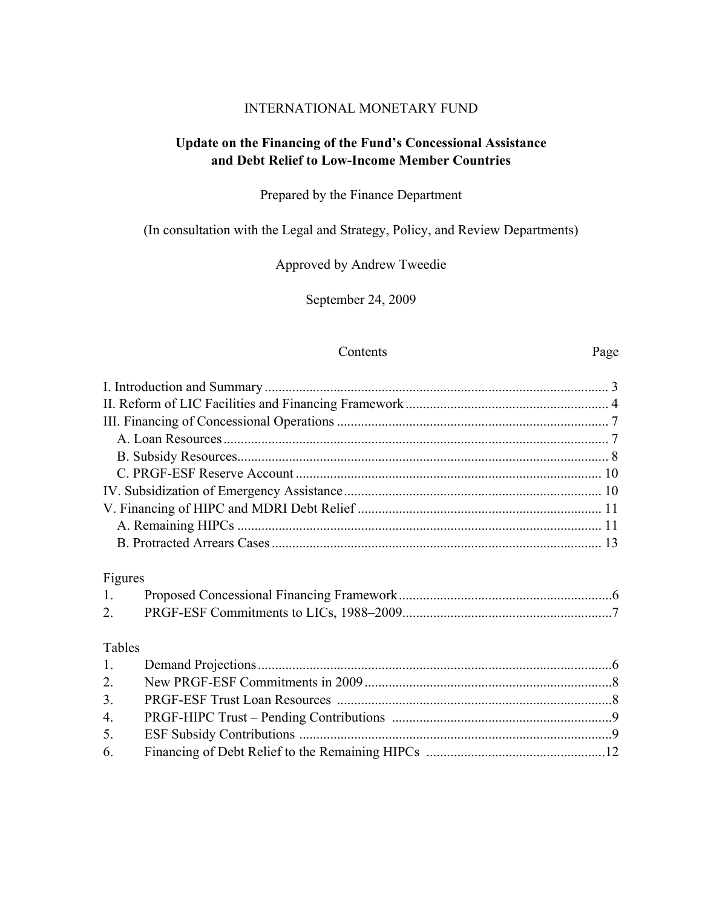INTERNATIONAL MONETARY FUND

# Update on the Financing of the Fund's Concessional Assistance and Debt Relief to Low-Income Member Countries

Prepared by the Finance Department

(In consultation with the Legal and Strategy, Policy, and Review Departments)

Approved by Andrew Tweedie

September 24, 2009

| Contents | Page |
|---|---|
| I. Introduction and Summary | 3 |
| II. Reform of LIC Facilities and Financing Framework | 4 |
| III. Financing of Concessional Operations | 7 |
| A. Loan Resources | 7 |
| B. Subsidy Resources | 8 |
| C. PRGF-ESF Reserve Account | 10 |
| IV. Subsidization of Emergency Assistance | 10 |
| V. Financing of HIPC and MDRI Debt Relief | 11 |
| A. Remaining HIPCs | 11 |
| B. Protracted Arrears Cases | 13 |

Figures

| | | |
|---|---|---|
| 1. | Proposed Concessional Financing Framework | 6 |
| 2. | PRGF-ESF Commitments to LICs, 1988–2009 | 7 |

Tables

| | | |
|---|---|---|
| 1. | Demand Projections | 6 |
| 2. | New PRGF-ESF Commitments in 2009 | 8 |
| 3. | PRGF-ESF Trust Loan Resources | 8 |
| 4. | PRGF-HIPC Trust – Pending Contributions | 9 |
| 5. | ESF Subsidy Contributions | 9 |
| 6. | Financing of Debt Relief to the Remaining HIPCs | 12 |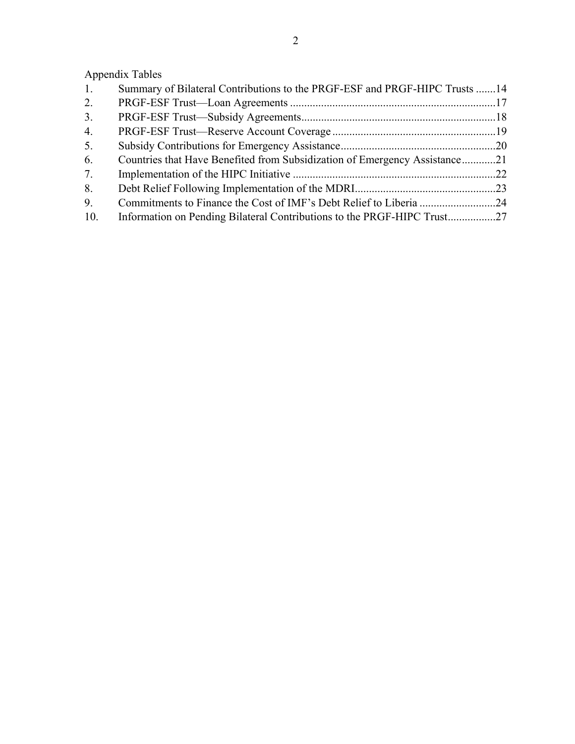Appendix Tables

1. Summary of Bilateral Contributions to the PRGF-ESF and PRGF-HIPC Trusts .......14
2. PRGF-ESF Trust—Loan Agreements .........................................................................17
3. PRGF-ESF Trust—Subsidy Agreements.....................................................................18
4. PRGF-ESF Trust—Reserve Account Coverage ..........................................................19
5. Subsidy Contributions for Emergency Assistance.......................................................20
6. Countries that Have Benefited from Subsidization of Emergency Assistance............21
7. Implementation of the HIPC Initiative ........................................................................22
8. Debt Relief Following Implementation of the MDRI..................................................23
9. Commitments to Finance the Cost of IMF's Debt Relief to Liberia ...........................24
10. Information on Pending Bilateral Contributions to the PRGF-HIPC Trust.................27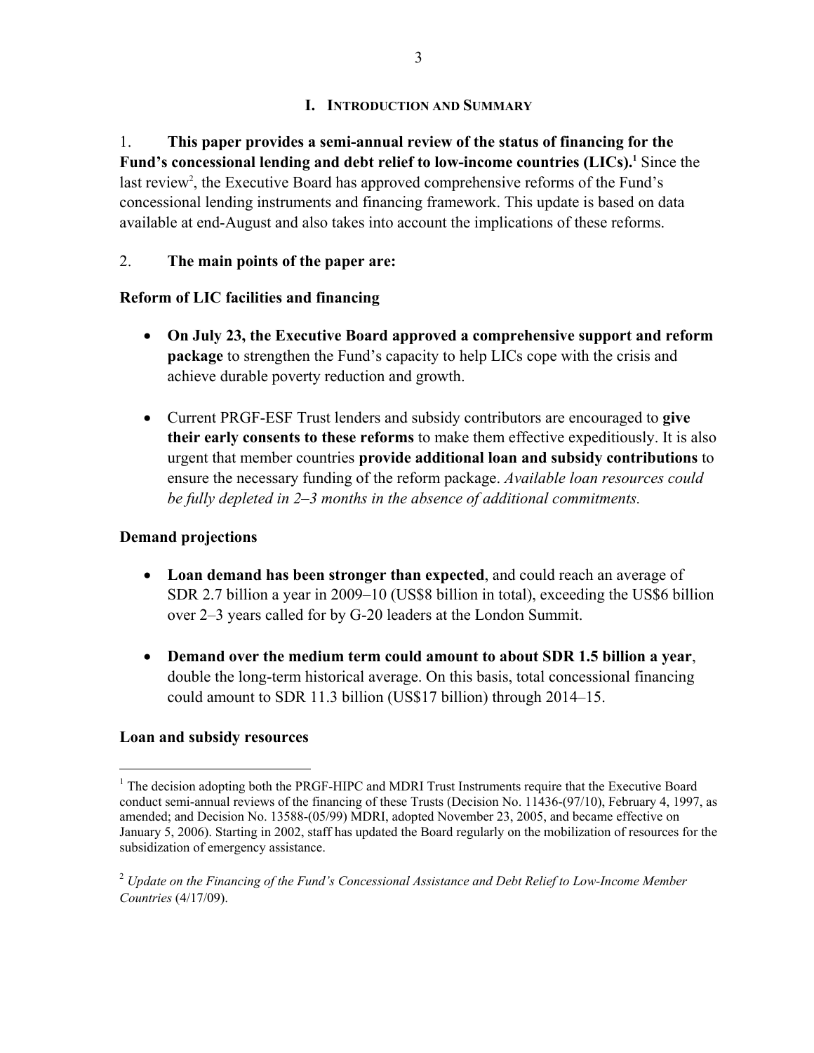# I. Introduction and Summary

1. **This paper provides a semi-annual review of the status of financing for the Fund's concessional lending and debt relief to low-income countries (LICs).**[1] Since the last review[2], the Executive Board has approved comprehensive reforms of the Fund's concessional lending instruments and financing framework. This update is based on data available at end-August and also takes into account the implications of these reforms.

2. **The main points of the paper are:**

**Reform of LIC facilities and financing**

- **On July 23, the Executive Board approved a comprehensive support and reform package** to strengthen the Fund's capacity to help LICs cope with the crisis and achieve durable poverty reduction and growth.

- Current PRGF-ESF Trust lenders and subsidy contributors are encouraged to **give their early consents to these reforms** to make them effective expeditiously. It is also urgent that member countries **provide additional loan and subsidy contributions** to ensure the necessary funding of the reform package. *Available loan resources could be fully depleted in 2–3 months in the absence of additional commitments.*

**Demand projections**

- **Loan demand has been stronger than expected**, and could reach an average of SDR 2.7 billion a year in 2009–10 (US$8 billion in total), exceeding the US$6 billion over 2–3 years called for by G-20 leaders at the London Summit.

- **Demand over the medium term could amount to about SDR 1.5 billion a year**, double the long-term historical average. On this basis, total concessional financing could amount to SDR 11.3 billion (US$17 billion) through 2014–15.

**Loan and subsidy resources**

---

[1] The decision adopting both the PRGF-HIPC and MDRI Trust Instruments require that the Executive Board conduct semi-annual reviews of the financing of these Trusts (Decision No. 11436-(97/10), February 4, 1997, as amended; and Decision No. 13588-(05/99) MDRI, adopted November 23, 2005, and became effective on January 5, 2006). Starting in 2002, staff has updated the Board regularly on the mobilization of resources for the subsidization of emergency assistance.

[2] *Update on the Financing of the Fund's Concessional Assistance and Debt Relief to Low-Income Member Countries* (4/17/09).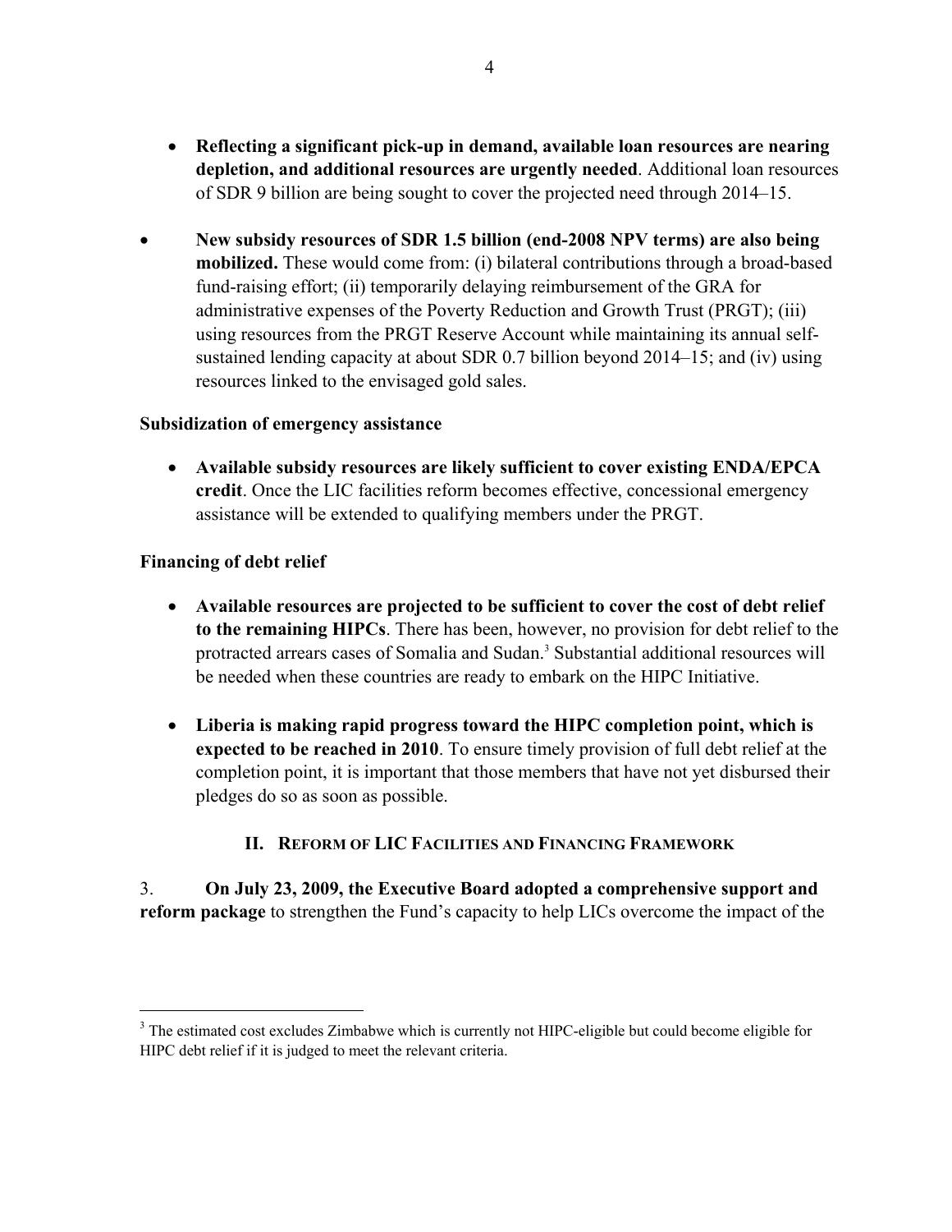- **Reflecting a significant pick-up in demand, available loan resources are nearing depletion, and additional resources are urgently needed**. Additional loan resources of SDR 9 billion are being sought to cover the projected need through 2014–15.

- **New subsidy resources of SDR 1.5 billion (end-2008 NPV terms) are also being mobilized.** These would come from: (i) bilateral contributions through a broad-based fund-raising effort; (ii) temporarily delaying reimbursement of the GRA for administrative expenses of the Poverty Reduction and Growth Trust (PRGT); (iii) using resources from the PRGT Reserve Account while maintaining its annual self-sustained lending capacity at about SDR 0.7 billion beyond 2014–15; and (iv) using resources linked to the envisaged gold sales.

**Subsidization of emergency assistance**

- **Available subsidy resources are likely sufficient to cover existing ENDA/EPCA credit**. Once the LIC facilities reform becomes effective, concessional emergency assistance will be extended to qualifying members under the PRGT.

**Financing of debt relief**

- **Available resources are projected to be sufficient to cover the cost of debt relief to the remaining HIPCs**. There has been, however, no provision for debt relief to the protracted arrears cases of Somalia and Sudan.[3] Substantial additional resources will be needed when these countries are ready to embark on the HIPC Initiative.

- **Liberia is making rapid progress toward the HIPC completion point, which is expected to be reached in 2010**. To ensure timely provision of full debt relief at the completion point, it is important that those members that have not yet disbursed their pledges do so as soon as possible.

## II. Reform of LIC Facilities and Financing Framework

3. **On July 23, 2009, the Executive Board adopted a comprehensive support and reform package** to strengthen the Fund's capacity to help LICs overcome the impact of the

[3] The estimated cost excludes Zimbabwe which is currently not HIPC-eligible but could become eligible for HIPC debt relief if it is judged to meet the relevant criteria.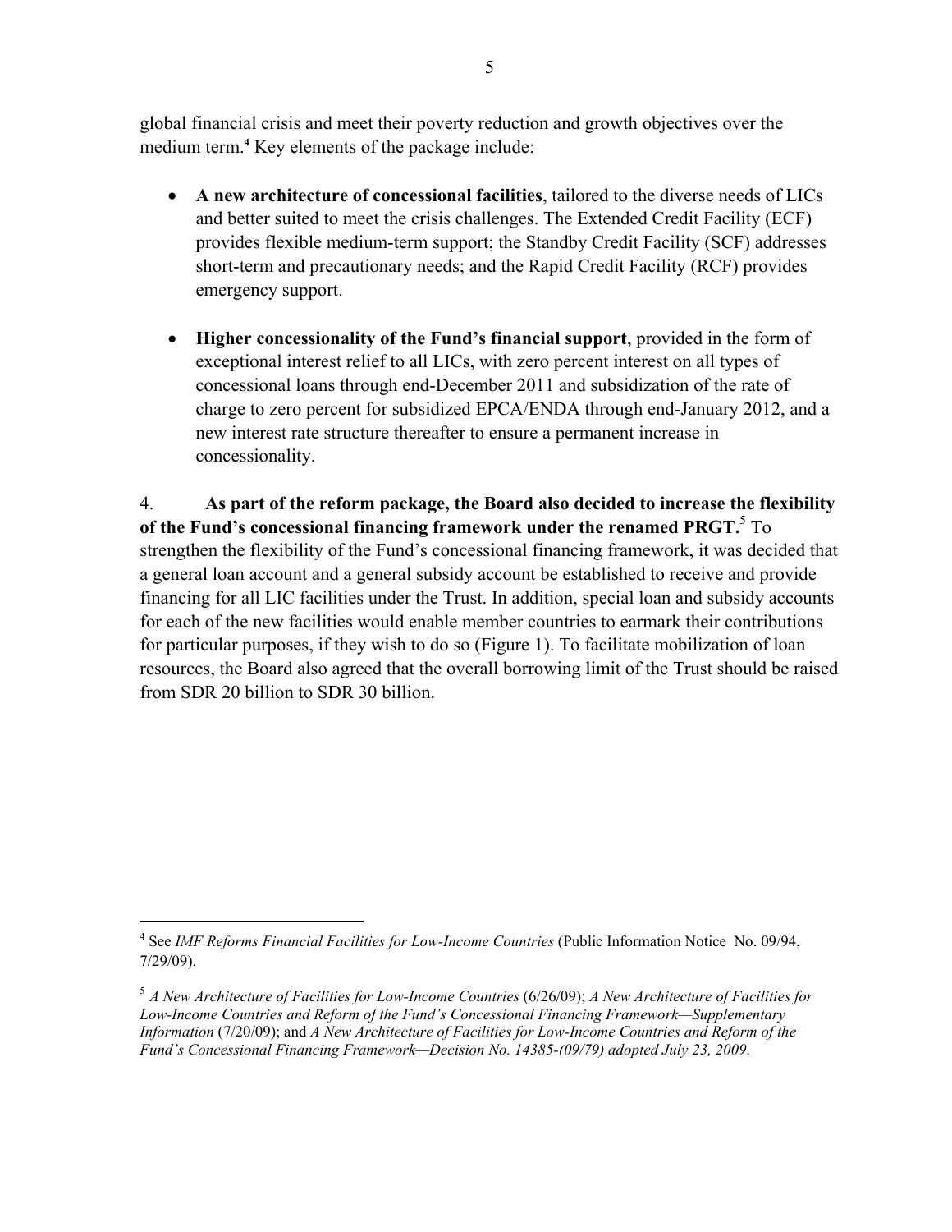global financial crisis and meet their poverty reduction and growth objectives over the medium term.[4] Key elements of the package include:

- **A new architecture of concessional facilities**, tailored to the diverse needs of LICs and better suited to meet the crisis challenges. The Extended Credit Facility (ECF) provides flexible medium-term support; the Standby Credit Facility (SCF) addresses short-term and precautionary needs; and the Rapid Credit Facility (RCF) provides emergency support.

- **Higher concessionality of the Fund's financial support**, provided in the form of exceptional interest relief to all LICs, with zero percent interest on all types of concessional loans through end-December 2011 and subsidization of the rate of charge to zero percent for subsidized EPCA/ENDA through end-January 2012, and a new interest rate structure thereafter to ensure a permanent increase in concessionality.

4. **As part of the reform package, the Board also decided to increase the flexibility of the Fund's concessional financing framework under the renamed PRGT.**[5] To strengthen the flexibility of the Fund's concessional financing framework, it was decided that a general loan account and a general subsidy account be established to receive and provide financing for all LIC facilities under the Trust. In addition, special loan and subsidy accounts for each of the new facilities would enable member countries to earmark their contributions for particular purposes, if they wish to do so (Figure 1). To facilitate mobilization of loan resources, the Board also agreed that the overall borrowing limit of the Trust should be raised from SDR 20 billion to SDR 30 billion.

---

[4] See *IMF Reforms Financial Facilities for Low-Income Countries* (Public Information Notice No. 09/94, 7/29/09).

[5] *A New Architecture of Facilities for Low-Income Countries* (6/26/09); *A New Architecture of Facilities for Low-Income Countries and Reform of the Fund's Concessional Financing Framework—Supplementary Information* (7/20/09); and *A New Architecture of Facilities for Low-Income Countries and Reform of the Fund's Concessional Financing Framework—Decision No. 14385-(09/79) adopted July 23, 2009*.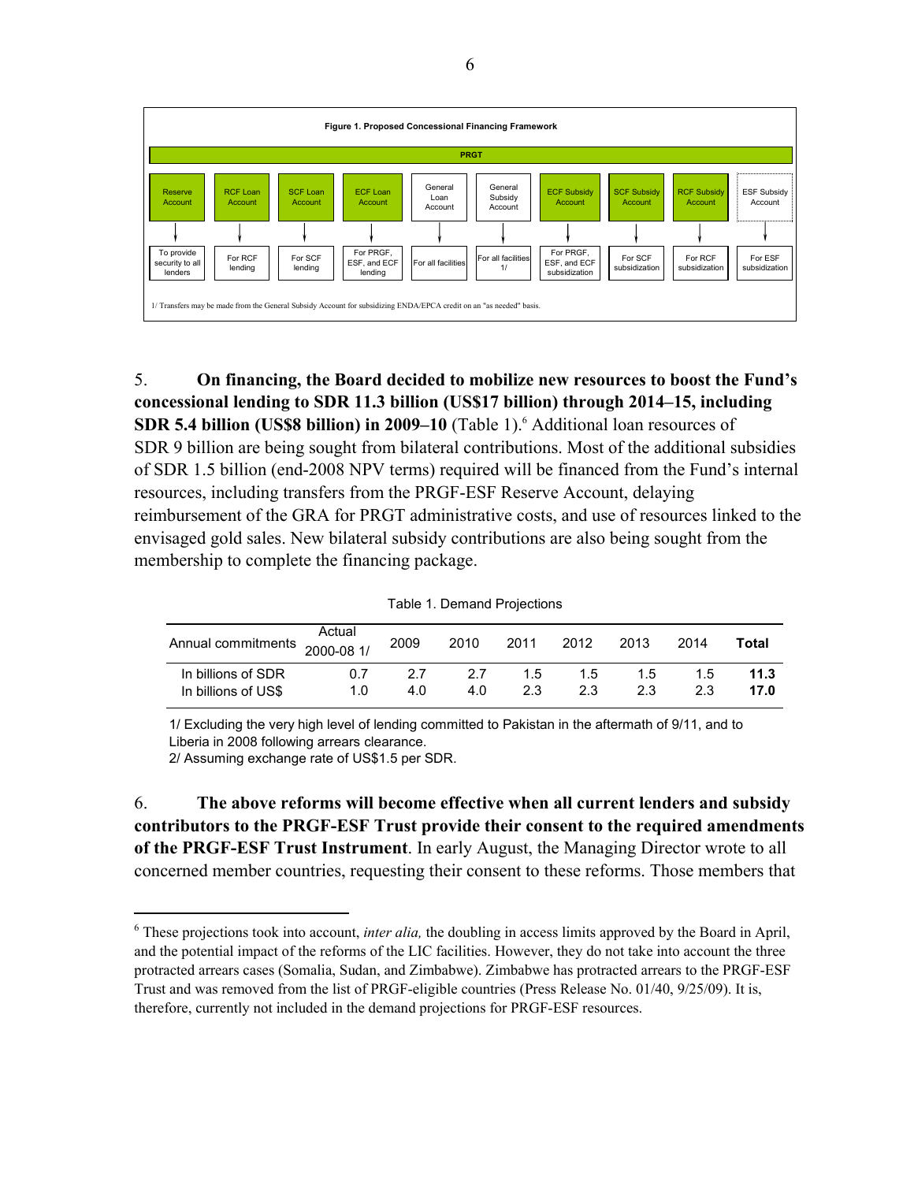**Figure 1. Proposed Concessional Financing Framework**

| PRGT | | | | | | | | | |
|---|---|---|---|---|---|---|---|---|---|
| Reserve Account | RCF Loan Account | SCF Loan Account | ECF Loan Account | General Loan Account | General Subsidy Account | ECF Subsidy Account | SCF Subsidy Account | RCF Subsidy Account | ESF Subsidy Account |
| To provide security to all lenders | For RCF lending | For SCF lending | For PRGF, ESF, and ECF lending | For all facilities | For all facilities 1/ | For PRGF, ESF, and ECF subsidization | For SCF subsidization | For RCF subsidization | For ESF subsidization |

1/ Transfers may be made from the General Subsidy Account for subsidizing ENDA/EPCA credit on an "as needed" basis.

5. **On financing, the Board decided to mobilize new resources to boost the Fund's concessional lending to SDR 11.3 billion (US$17 billion) through 2014–15, including SDR 5.4 billion (US$8 billion) in 2009–10** (Table 1).[6] Additional loan resources of SDR 9 billion are being sought from bilateral contributions. Most of the additional subsidies of SDR 1.5 billion (end-2008 NPV terms) required will be financed from the Fund's internal resources, including transfers from the PRGF-ESF Reserve Account, delaying reimbursement of the GRA for PRGT administrative costs, and use of resources linked to the envisaged gold sales. New bilateral subsidy contributions are also being sought from the membership to complete the financing package.

Table 1. Demand Projections

| Annual commitments | Actual 2000-08 1/ | 2009 | 2010 | 2011 | 2012 | 2013 | 2014 | **Total** |
|---|---|---|---|---|---|---|---|---|
| In billions of SDR | 0.7 | 2.7 | 2.7 | 1.5 | 1.5 | 1.5 | 1.5 | **11.3** |
| In billions of US$ | 1.0 | 4.0 | 4.0 | 2.3 | 2.3 | 2.3 | 2.3 | **17.0** |

1/ Excluding the very high level of lending committed to Pakistan in the aftermath of 9/11, and to Liberia in 2008 following arrears clearance.
2/ Assuming exchange rate of US$1.5 per SDR.

6. **The above reforms will become effective when all current lenders and subsidy contributors to the PRGF-ESF Trust provide their consent to the required amendments of the PRGF-ESF Trust Instrument**. In early August, the Managing Director wrote to all concerned member countries, requesting their consent to these reforms. Those members that

[6] These projections took into account, *inter alia,* the doubling in access limits approved by the Board in April, and the potential impact of the reforms of the LIC facilities. However, they do not take into account the three protracted arrears cases (Somalia, Sudan, and Zimbabwe). Zimbabwe has protracted arrears to the PRGF-ESF Trust and was removed from the list of PRGF-eligible countries (Press Release No. 01/40, 9/25/09). It is, therefore, currently not included in the demand projections for PRGF-ESF resources.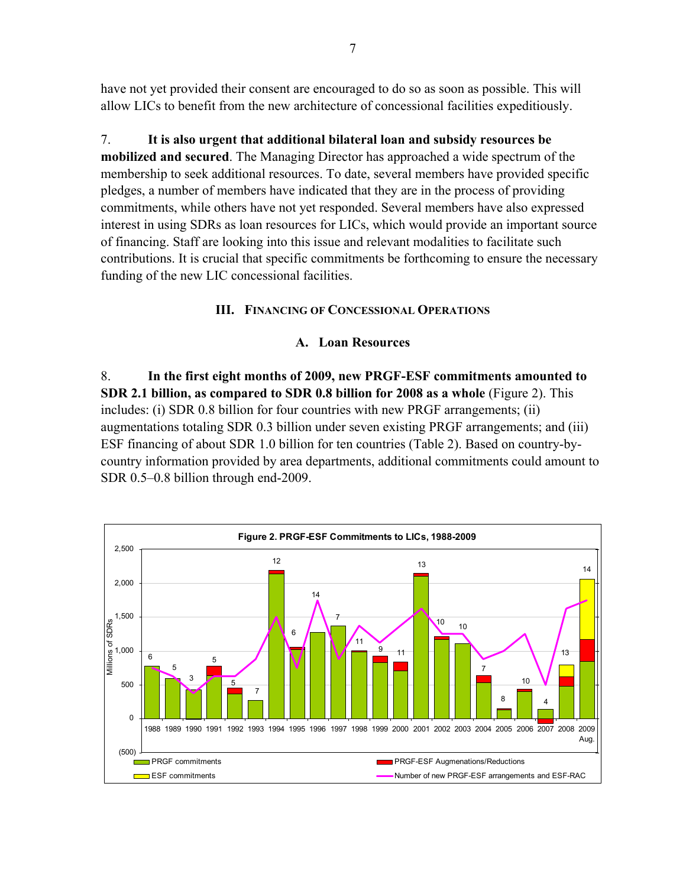have not yet provided their consent are encouraged to do so as soon as possible. This will allow LICs to benefit from the new architecture of concessional facilities expeditiously.

7. **It is also urgent that additional bilateral loan and subsidy resources be mobilized and secured**. The Managing Director has approached a wide spectrum of the membership to seek additional resources. To date, several members have provided specific pledges, a number of members have indicated that they are in the process of providing commitments, while others have not yet responded. Several members have also expressed interest in using SDRs as loan resources for LICs, which would provide an important source of financing. Staff are looking into this issue and relevant modalities to facilitate such contributions. It is crucial that specific commitments be forthcoming to ensure the necessary funding of the new LIC concessional facilities.

## III. Financing of Concessional Operations

### A. Loan Resources

8. **In the first eight months of 2009, new PRGF-ESF commitments amounted to SDR 2.1 billion, as compared to SDR 0.8 billion for 2008 as a whole** (Figure 2). This includes: (i) SDR 0.8 billion for four countries with new PRGF arrangements; (ii) augmentations totaling SDR 0.3 billion under seven existing PRGF arrangements; and (iii) ESF financing of about SDR 1.0 billion for ten countries (Table 2). Based on country-by-country information provided by area departments, additional commitments could amount to SDR 0.5–0.8 billion through end-2009.

**Figure 2. PRGF-ESF Commitments to LICs, 1988-2009**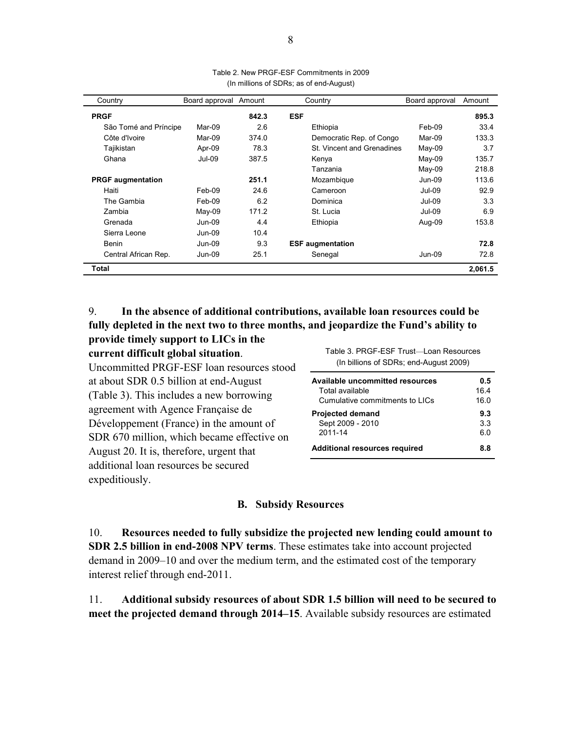Table 2. New PRGF-ESF Commitments in 2009
(In millions of SDRs; as of end-August)

| Country | Board approval | Amount | Country | Board approval | Amount |
|---|---|---|---|---|---|
| **PRGF** | | **842.3** | **ESF** | | **895.3** |
| São Tomé and Príncipe | Mar-09 | 2.6 | Ethiopia | Feb-09 | 33.4 |
| Côte d'Ivoire | Mar-09 | 374.0 | Democratic Rep. of Congo | Mar-09 | 133.3 |
| Tajikistan | Apr-09 | 78.3 | St. Vincent and Grenadines | May-09 | 3.7 |
| Ghana | Jul-09 | 387.5 | Kenya | May-09 | 135.7 |
| | | | Tanzania | May-09 | 218.8 |
| **PRGF augmentation** | | **251.1** | Mozambique | Jun-09 | 113.6 |
| Haiti | Feb-09 | 24.6 | Cameroon | Jul-09 | 92.9 |
| The Gambia | Feb-09 | 6.2 | Dominica | Jul-09 | 3.3 |
| Zambia | May-09 | 171.2 | St. Lucia | Jul-09 | 6.9 |
| Grenada | Jun-09 | 4.4 | Ethiopia | Aug-09 | 153.8 |
| Sierra Leone | Jun-09 | 10.4 | | | |
| Benin | Jun-09 | 9.3 | **ESF augmentation** | | **72.8** |
| Central African Rep. | Jun-09 | 25.1 | Senegal | Jun-09 | 72.8 |
| **Total** | | | | | **2,061.5** |

9. **In the absence of additional contributions, available loan resources could be fully depleted in the next two to three months, and jeopardize the Fund's ability to provide timely support to LICs in the current difficult global situation**. Uncommitted PRGF-ESF loan resources stood at about SDR 0.5 billion at end-August (Table 3). This includes a new borrowing agreement with Agence Française de Développement (France) in the amount of SDR 670 million, which became effective on August 20. It is, therefore, urgent that additional loan resources be secured expeditiously.

Table 3. PRGF-ESF Trust—Loan Resources
(In billions of SDRs; end-August 2009)

| | |
|---|---|
| **Available uncommitted resources** | **0.5** |
| Total available | 16.4 |
| Cumulative commitments to LICs | 16.0 |
| **Projected demand** | **9.3** |
| Sept 2009 - 2010 | 3.3 |
| 2011-14 | 6.0 |
| **Additional resources required** | **8.8** |

### B. Subsidy Resources

10. **Resources needed to fully subsidize the projected new lending could amount to SDR 2.5 billion in end-2008 NPV terms**. These estimates take into account projected demand in 2009–10 and over the medium term, and the estimated cost of the temporary interest relief through end-2011.

11. **Additional subsidy resources of about SDR 1.5 billion will need to be secured to meet the projected demand through 2014–15**. Available subsidy resources are estimated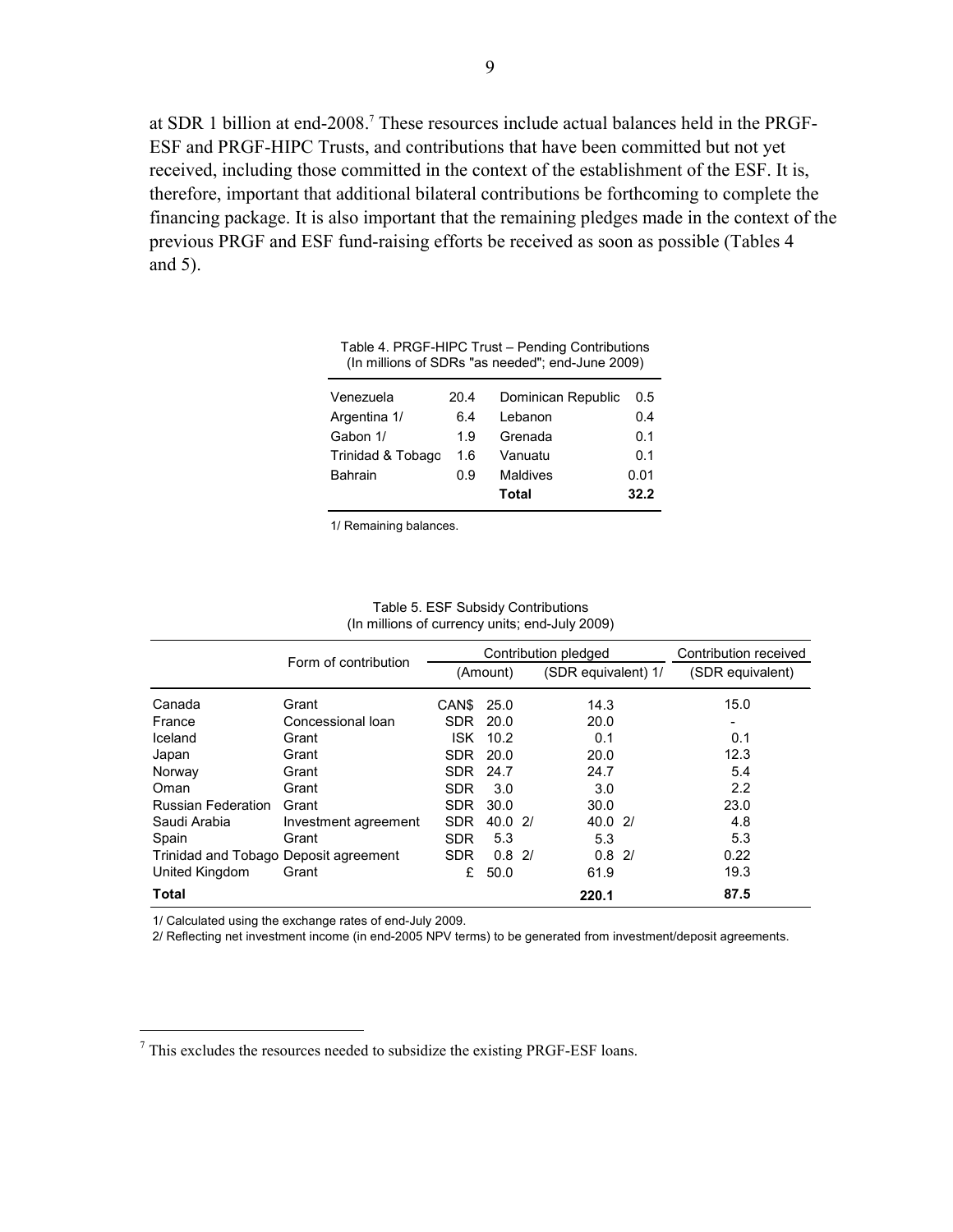at SDR 1 billion at end-2008.[7] These resources include actual balances held in the PRGF-ESF and PRGF-HIPC Trusts, and contributions that have been committed but not yet received, including those committed in the context of the establishment of the ESF. It is, therefore, important that additional bilateral contributions be forthcoming to complete the financing package. It is also important that the remaining pledges made in the context of the previous PRGF and ESF fund-raising efforts be received as soon as possible (Tables 4 and 5).

Table 4. PRGF-HIPC Trust – Pending Contributions
(In millions of SDRs "as needed"; end-June 2009)

| | | | |
|---|---|---|---|
| Venezuela | 20.4 | Dominican Republic | 0.5 |
| Argentina 1/ | 6.4 | Lebanon | 0.4 |
| Gabon 1/ | 1.9 | Grenada | 0.1 |
| Trinidad & Tobago | 1.6 | Vanuatu | 0.1 |
| Bahrain | 0.9 | Maldives | 0.01 |
| | | **Total** | **32.2** |

1/ Remaining balances.

Table 5. ESF Subsidy Contributions
(In millions of currency units; end-July 2009)

| | Form of contribution | Contribution pledged | | | Contribution received |
|---|---|---|---|---|---|
| | | (Amount) | | (SDR equivalent) 1/ | (SDR equivalent) |
| Canada | Grant | CAN$ | 25.0 | 14.3 | 15.0 |
| France | Concessional loan | SDR | 20.0 | 20.0 | - |
| Iceland | Grant | ISK | 10.2 | 0.1 | 0.1 |
| Japan | Grant | SDR | 20.0 | 20.0 | 12.3 |
| Norway | Grant | SDR | 24.7 | 24.7 | 5.4 |
| Oman | Grant | SDR | 3.0 | 3.0 | 2.2 |
| Russian Federation | Grant | SDR | 30.0 | 30.0 | 23.0 |
| Saudi Arabia | Investment agreement | SDR | 40.0 2/ | 40.0 2/ | 4.8 |
| Spain | Grant | SDR | 5.3 | 5.3 | 5.3 |
| Trinidad and Tobago | Deposit agreement | SDR | 0.8 2/ | 0.8 2/ | 0.22 |
| United Kingdom | Grant | £ | 50.0 | 61.9 | 19.3 |
| **Total** | | | | **220.1** | **87.5** |

1/ Calculated using the exchange rates of end-July 2009.
2/ Reflecting net investment income (in end-2005 NPV terms) to be generated from investment/deposit agreements.

[7] This excludes the resources needed to subsidize the existing PRGF-ESF loans.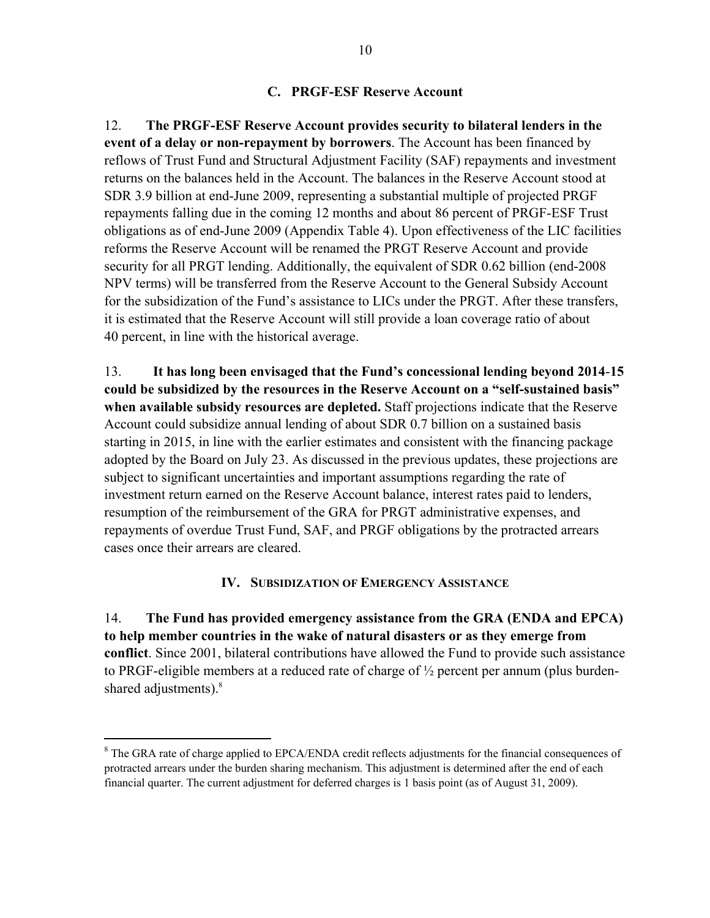### C. PRGF-ESF Reserve Account

12. **The PRGF-ESF Reserve Account provides security to bilateral lenders in the event of a delay or non-repayment by borrowers**. The Account has been financed by reflows of Trust Fund and Structural Adjustment Facility (SAF) repayments and investment returns on the balances held in the Account. The balances in the Reserve Account stood at SDR 3.9 billion at end-June 2009, representing a substantial multiple of projected PRGF repayments falling due in the coming 12 months and about 86 percent of PRGF-ESF Trust obligations as of end-June 2009 (Appendix Table 4). Upon effectiveness of the LIC facilities reforms the Reserve Account will be renamed the PRGT Reserve Account and provide security for all PRGT lending. Additionally, the equivalent of SDR 0.62 billion (end-2008 NPV terms) will be transferred from the Reserve Account to the General Subsidy Account for the subsidization of the Fund's assistance to LICs under the PRGT. After these transfers, it is estimated that the Reserve Account will still provide a loan coverage ratio of about 40 percent, in line with the historical average.

13. **It has long been envisaged that the Fund's concessional lending beyond 2014-15 could be subsidized by the resources in the Reserve Account on a "self-sustained basis" when available subsidy resources are depleted.** Staff projections indicate that the Reserve Account could subsidize annual lending of about SDR 0.7 billion on a sustained basis starting in 2015, in line with the earlier estimates and consistent with the financing package adopted by the Board on July 23. As discussed in the previous updates, these projections are subject to significant uncertainties and important assumptions regarding the rate of investment return earned on the Reserve Account balance, interest rates paid to lenders, resumption of the reimbursement of the GRA for PRGT administrative expenses, and repayments of overdue Trust Fund, SAF, and PRGF obligations by the protracted arrears cases once their arrears are cleared.

## IV. Subsidization of Emergency Assistance

14. **The Fund has provided emergency assistance from the GRA (ENDA and EPCA) to help member countries in the wake of natural disasters or as they emerge from conflict**. Since 2001, bilateral contributions have allowed the Fund to provide such assistance to PRGF-eligible members at a reduced rate of charge of ½ percent per annum (plus burden-shared adjustments).[8]

---

[8] The GRA rate of charge applied to EPCA/ENDA credit reflects adjustments for the financial consequences of protracted arrears under the burden sharing mechanism. This adjustment is determined after the end of each financial quarter. The current adjustment for deferred charges is 1 basis point (as of August 31, 2009).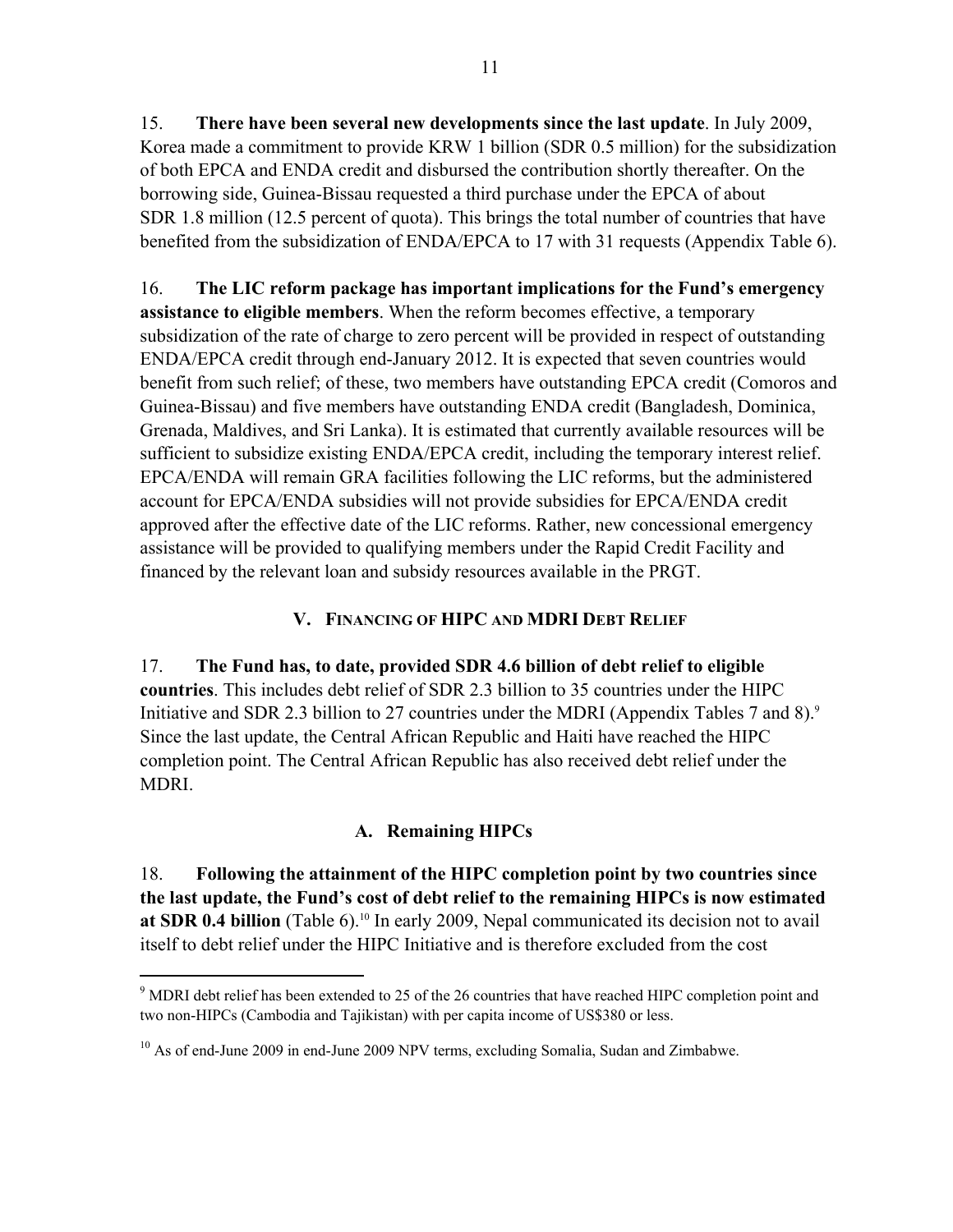15. **There have been several new developments since the last update**. In July 2009, Korea made a commitment to provide KRW 1 billion (SDR 0.5 million) for the subsidization of both EPCA and ENDA credit and disbursed the contribution shortly thereafter. On the borrowing side, Guinea-Bissau requested a third purchase under the EPCA of about SDR 1.8 million (12.5 percent of quota). This brings the total number of countries that have benefited from the subsidization of ENDA/EPCA to 17 with 31 requests (Appendix Table 6).

16. **The LIC reform package has important implications for the Fund's emergency assistance to eligible members**. When the reform becomes effective, a temporary subsidization of the rate of charge to zero percent will be provided in respect of outstanding ENDA/EPCA credit through end-January 2012. It is expected that seven countries would benefit from such relief; of these, two members have outstanding EPCA credit (Comoros and Guinea-Bissau) and five members have outstanding ENDA credit (Bangladesh, Dominica, Grenada, Maldives, and Sri Lanka). It is estimated that currently available resources will be sufficient to subsidize existing ENDA/EPCA credit, including the temporary interest relief. EPCA/ENDA will remain GRA facilities following the LIC reforms, but the administered account for EPCA/ENDA subsidies will not provide subsidies for EPCA/ENDA credit approved after the effective date of the LIC reforms. Rather, new concessional emergency assistance will be provided to qualifying members under the Rapid Credit Facility and financed by the relevant loan and subsidy resources available in the PRGT.

## V. Financing of HIPC and MDRI Debt Relief

17. **The Fund has, to date, provided SDR 4.6 billion of debt relief to eligible countries**. This includes debt relief of SDR 2.3 billion to 35 countries under the HIPC Initiative and SDR 2.3 billion to 27 countries under the MDRI (Appendix Tables 7 and 8).[9] Since the last update, the Central African Republic and Haiti have reached the HIPC completion point. The Central African Republic has also received debt relief under the MDRI.

### A. Remaining HIPCs

18. **Following the attainment of the HIPC completion point by two countries since the last update, the Fund's cost of debt relief to the remaining HIPCs is now estimated at SDR 0.4 billion** (Table 6).[10] In early 2009, Nepal communicated its decision not to avail itself to debt relief under the HIPC Initiative and is therefore excluded from the cost

---

[9] MDRI debt relief has been extended to 25 of the 26 countries that have reached HIPC completion point and two non-HIPCs (Cambodia and Tajikistan) with per capita income of US$380 or less.

[10] As of end-June 2009 in end-June 2009 NPV terms, excluding Somalia, Sudan and Zimbabwe.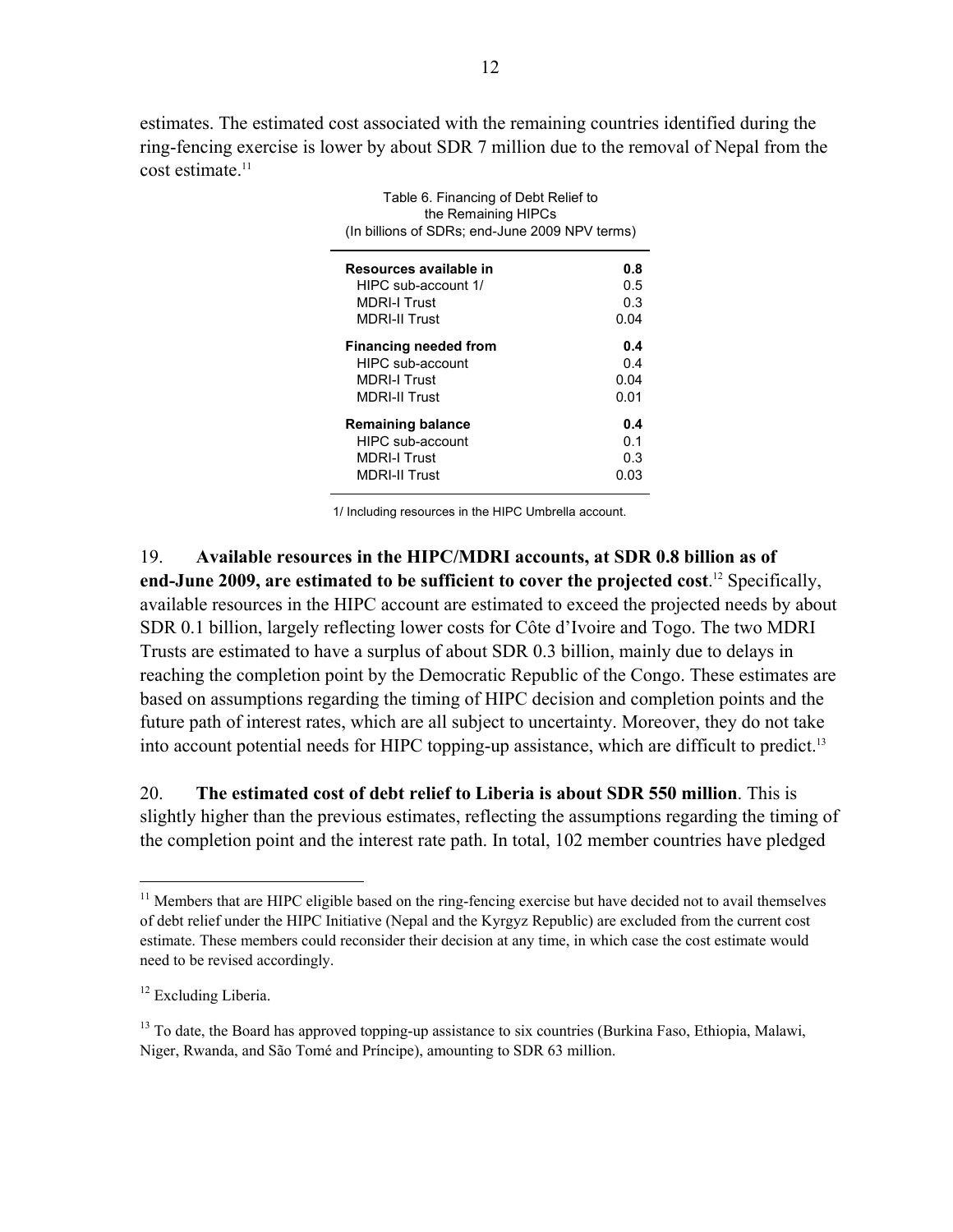estimates. The estimated cost associated with the remaining countries identified during the ring-fencing exercise is lower by about SDR 7 million due to the removal of Nepal from the cost estimate.[11]

Table 6. Financing of Debt Relief to the Remaining HIPCs
(In billions of SDRs; end-June 2009 NPV terms)

| | |
|---|---|
| **Resources available in** | **0.8** |
| HIPC sub-account 1/ | 0.5 |
| MDRI-I Trust | 0.3 |
| MDRI-II Trust | 0.04 |
| **Financing needed from** | **0.4** |
| HIPC sub-account | 0.4 |
| MDRI-I Trust | 0.04 |
| MDRI-II Trust | 0.01 |
| **Remaining balance** | **0.4** |
| HIPC sub-account | 0.1 |
| MDRI-I Trust | 0.3 |
| MDRI-II Trust | 0.03 |

1/ Including resources in the HIPC Umbrella account.

19. **Available resources in the HIPC/MDRI accounts, at SDR 0.8 billion as of end-June 2009, are estimated to be sufficient to cover the projected cost**.[12] Specifically, available resources in the HIPC account are estimated to exceed the projected needs by about SDR 0.1 billion, largely reflecting lower costs for Côte d'Ivoire and Togo. The two MDRI Trusts are estimated to have a surplus of about SDR 0.3 billion, mainly due to delays in reaching the completion point by the Democratic Republic of the Congo. These estimates are based on assumptions regarding the timing of HIPC decision and completion points and the future path of interest rates, which are all subject to uncertainty. Moreover, they do not take into account potential needs for HIPC topping-up assistance, which are difficult to predict.[13]

20. **The estimated cost of debt relief to Liberia is about SDR 550 million**. This is slightly higher than the previous estimates, reflecting the assumptions regarding the timing of the completion point and the interest rate path. In total, 102 member countries have pledged

---

[11] Members that are HIPC eligible based on the ring-fencing exercise but have decided not to avail themselves of debt relief under the HIPC Initiative (Nepal and the Kyrgyz Republic) are excluded from the current cost estimate. These members could reconsider their decision at any time, in which case the cost estimate would need to be revised accordingly.

[12] Excluding Liberia.

[13] To date, the Board has approved topping-up assistance to six countries (Burkina Faso, Ethiopia, Malawi, Niger, Rwanda, and São Tomé and Príncipe), amounting to SDR 63 million.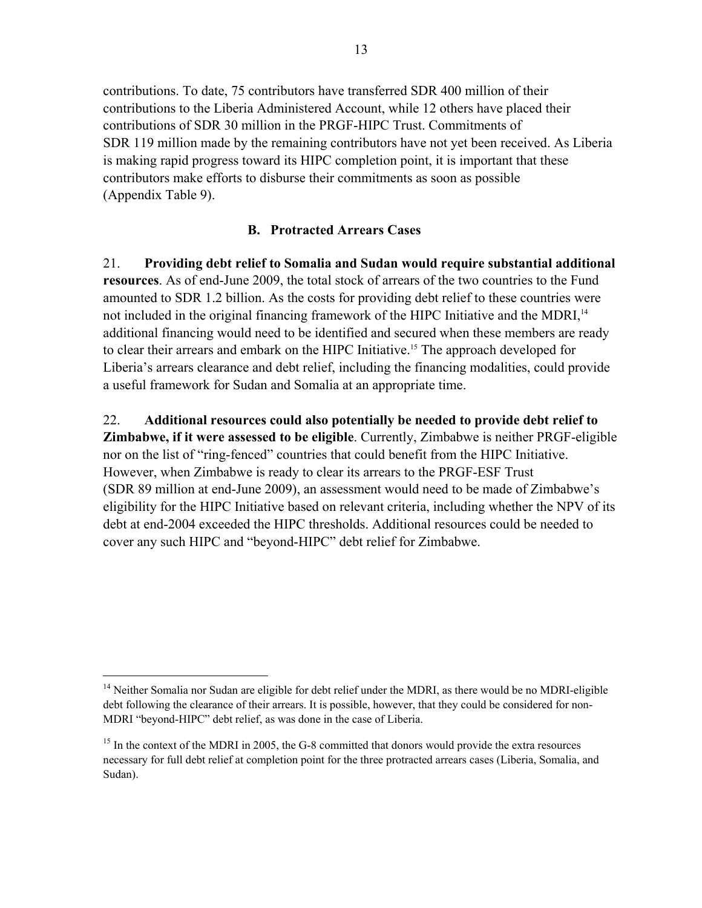contributions. To date, 75 contributors have transferred SDR 400 million of their contributions to the Liberia Administered Account, while 12 others have placed their contributions of SDR 30 million in the PRGF-HIPC Trust. Commitments of SDR 119 million made by the remaining contributors have not yet been received. As Liberia is making rapid progress toward its HIPC completion point, it is important that these contributors make efforts to disburse their commitments as soon as possible (Appendix Table 9).

### B. Protracted Arrears Cases

21. **Providing debt relief to Somalia and Sudan would require substantial additional resources**. As of end-June 2009, the total stock of arrears of the two countries to the Fund amounted to SDR 1.2 billion. As the costs for providing debt relief to these countries were not included in the original financing framework of the HIPC Initiative and the MDRI,[14] additional financing would need to be identified and secured when these members are ready to clear their arrears and embark on the HIPC Initiative.[15] The approach developed for Liberia's arrears clearance and debt relief, including the financing modalities, could provide a useful framework for Sudan and Somalia at an appropriate time.

22. **Additional resources could also potentially be needed to provide debt relief to Zimbabwe, if it were assessed to be eligible**. Currently, Zimbabwe is neither PRGF-eligible nor on the list of "ring-fenced" countries that could benefit from the HIPC Initiative. However, when Zimbabwe is ready to clear its arrears to the PRGF-ESF Trust (SDR 89 million at end-June 2009), an assessment would need to be made of Zimbabwe's eligibility for the HIPC Initiative based on relevant criteria, including whether the NPV of its debt at end-2004 exceeded the HIPC thresholds. Additional resources could be needed to cover any such HIPC and "beyond-HIPC" debt relief for Zimbabwe.

---

[14] Neither Somalia nor Sudan are eligible for debt relief under the MDRI, as there would be no MDRI-eligible debt following the clearance of their arrears. It is possible, however, that they could be considered for non-MDRI "beyond-HIPC" debt relief, as was done in the case of Liberia.

[15] In the context of the MDRI in 2005, the G-8 committed that donors would provide the extra resources necessary for full debt relief at completion point for the three protracted arrears cases (Liberia, Somalia, and Sudan).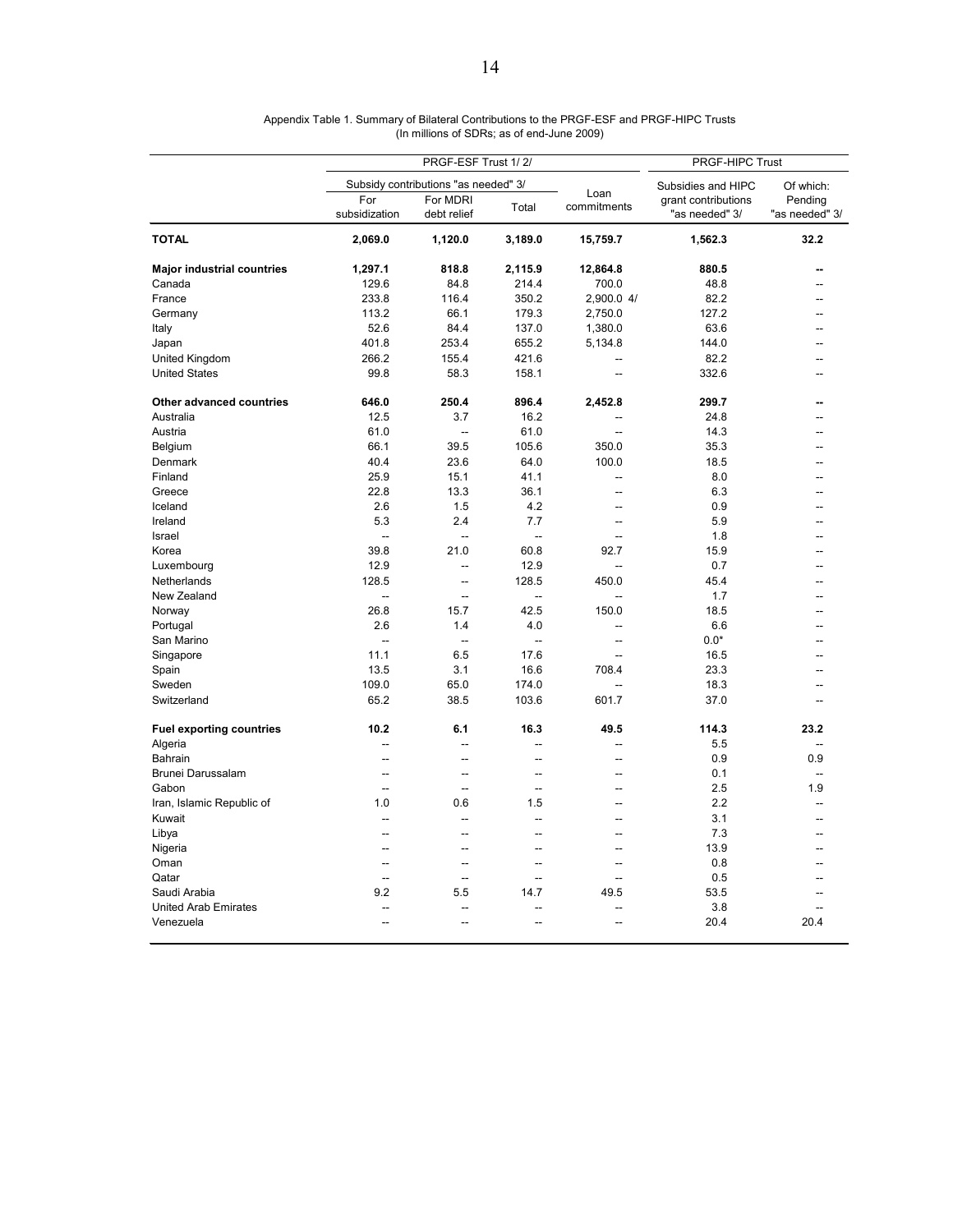Appendix Table 1. Summary of Bilateral Contributions to the PRGF-ESF and PRGF-HIPC Trusts
(In millions of SDRs; as of end-June 2009)

| | PRGF-ESF Trust 1/ 2/ | | | | PRGF-HIPC Trust | |
|---|---|---|---|---|---|---|
| | Subsidy contributions "as needed" 3/ | | | Loan commitments | Subsidies and HIPC grant contributions "as needed" 3/ | Of which: Pending "as needed" 3/ |
| | For subsidization | For MDRI debt relief | Total | | | |
| **TOTAL** | **2,069.0** | **1,120.0** | **3,189.0** | **15,759.7** | **1,562.3** | **32.2** |
| **Major industrial countries** | **1,297.1** | **818.8** | **2,115.9** | **12,864.8** | **880.5** | **--** |
| Canada | 129.6 | 84.8 | 214.4 | 700.0 | 48.8 | -- |
| France | 233.8 | 116.4 | 350.2 | 2,900.0 4/ | 82.2 | -- |
| Germany | 113.2 | 66.1 | 179.3 | 2,750.0 | 127.2 | -- |
| Italy | 52.6 | 84.4 | 137.0 | 1,380.0 | 63.6 | -- |
| Japan | 401.8 | 253.4 | 655.2 | 5,134.8 | 144.0 | -- |
| United Kingdom | 266.2 | 155.4 | 421.6 | -- | 82.2 | -- |
| United States | 99.8 | 58.3 | 158.1 | -- | 332.6 | -- |
| **Other advanced countries** | **646.0** | **250.4** | **896.4** | **2,452.8** | **299.7** | **--** |
| Australia | 12.5 | 3.7 | 16.2 | -- | 24.8 | -- |
| Austria | 61.0 | -- | 61.0 | -- | 14.3 | -- |
| Belgium | 66.1 | 39.5 | 105.6 | 350.0 | 35.3 | -- |
| Denmark | 40.4 | 23.6 | 64.0 | 100.0 | 18.5 | -- |
| Finland | 25.9 | 15.1 | 41.1 | -- | 8.0 | -- |
| Greece | 22.8 | 13.3 | 36.1 | -- | 6.3 | -- |
| Iceland | 2.6 | 1.5 | 4.2 | -- | 0.9 | -- |
| Ireland | 5.3 | 2.4 | 7.7 | -- | 5.9 | -- |
| Israel | -- | -- | -- | -- | 1.8 | -- |
| Korea | 39.8 | 21.0 | 60.8 | 92.7 | 15.9 | -- |
| Luxembourg | 12.9 | -- | 12.9 | -- | 0.7 | -- |
| Netherlands | 128.5 | -- | 128.5 | 450.0 | 45.4 | -- |
| New Zealand | -- | -- | -- | -- | 1.7 | -- |
| Norway | 26.8 | 15.7 | 42.5 | 150.0 | 18.5 | -- |
| Portugal | 2.6 | 1.4 | 4.0 | -- | 6.6 | -- |
| San Marino | -- | -- | -- | -- | 0.0* | -- |
| Singapore | 11.1 | 6.5 | 17.6 | -- | 16.5 | -- |
| Spain | 13.5 | 3.1 | 16.6 | 708.4 | 23.3 | -- |
| Sweden | 109.0 | 65.0 | 174.0 | -- | 18.3 | -- |
| Switzerland | 65.2 | 38.5 | 103.6 | 601.7 | 37.0 | -- |
| **Fuel exporting countries** | **10.2** | **6.1** | **16.3** | **49.5** | **114.3** | **23.2** |
| Algeria | -- | -- | -- | -- | 5.5 | -- |
| Bahrain | -- | -- | -- | -- | 0.9 | 0.9 |
| Brunei Darussalam | -- | -- | -- | -- | 0.1 | -- |
| Gabon | -- | -- | -- | -- | 2.5 | 1.9 |
| Iran, Islamic Republic of | 1.0 | 0.6 | 1.5 | -- | 2.2 | -- |
| Kuwait | -- | -- | -- | -- | 3.1 | -- |
| Libya | -- | -- | -- | -- | 7.3 | -- |
| Nigeria | -- | -- | -- | -- | 13.9 | -- |
| Oman | -- | -- | -- | -- | 0.8 | -- |
| Qatar | -- | -- | -- | -- | 0.5 | -- |
| Saudi Arabia | 9.2 | 5.5 | 14.7 | 49.5 | 53.5 | -- |
| United Arab Emirates | -- | -- | -- | -- | 3.8 | -- |
| Venezuela | -- | -- | -- | -- | 20.4 | 20.4 |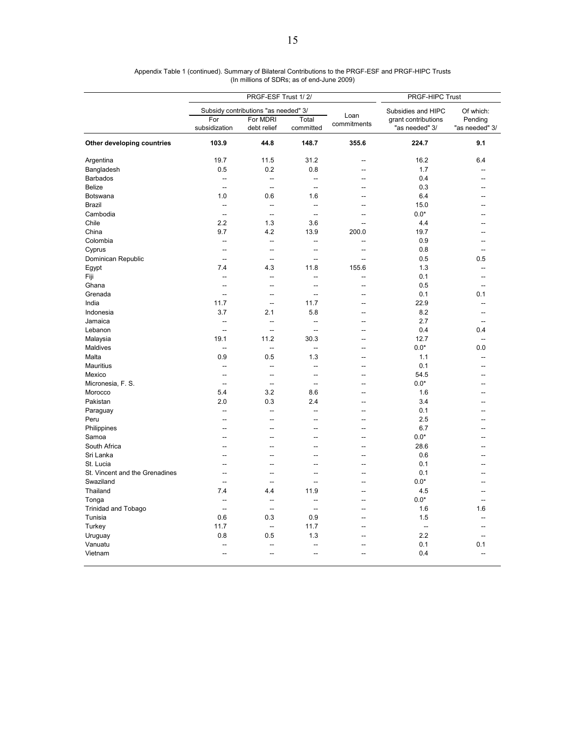Appendix Table 1 (continued). Summary of Bilateral Contributions to the PRGF-ESF and PRGF-HIPC Trusts
(In millions of SDRs; as of end-June 2009)

| | PRGF-ESF Trust 1/ 2/ | | | | PRGF-HIPC Trust | |
|---|---|---|---|---|---|---|
| | Subsidy contributions "as needed" 3/ | | | Loan commitments | Subsidies and HIPC grant contributions "as needed" 3/ | Of which: Pending "as needed" 3/ |
| | For subsidization | For MDRI debt relief | Total committed | | | |
| **Other developing countries** | **103.9** | **44.8** | **148.7** | **355.6** | **224.7** | **9.1** |
| Argentina | 19.7 | 11.5 | 31.2 | -- | 16.2 | 6.4 |
| Bangladesh | 0.5 | 0.2 | 0.8 | -- | 1.7 | -- |
| Barbados | -- | -- | -- | -- | 0.4 | -- |
| Belize | -- | -- | -- | -- | 0.3 | -- |
| Botswana | 1.0 | 0.6 | 1.6 | -- | 6.4 | -- |
| Brazil | -- | -- | -- | -- | 15.0 | -- |
| Cambodia | -- | -- | -- | -- | 0.0* | -- |
| Chile | 2.2 | 1.3 | 3.6 | -- | 4.4 | -- |
| China | 9.7 | 4.2 | 13.9 | 200.0 | 19.7 | -- |
| Colombia | -- | -- | -- | -- | 0.9 | -- |
| Cyprus | -- | -- | -- | -- | 0.8 | -- |
| Dominican Republic | -- | -- | -- | -- | 0.5 | 0.5 |
| Egypt | 7.4 | 4.3 | 11.8 | 155.6 | 1.3 | -- |
| Fiji | -- | -- | -- | -- | 0.1 | -- |
| Ghana | -- | -- | -- | -- | 0.5 | -- |
| Grenada | -- | -- | -- | -- | 0.1 | 0.1 |
| India | 11.7 | -- | 11.7 | -- | 22.9 | -- |
| Indonesia | 3.7 | 2.1 | 5.8 | -- | 8.2 | -- |
| Jamaica | -- | -- | -- | -- | 2.7 | -- |
| Lebanon | -- | -- | -- | -- | 0.4 | 0.4 |
| Malaysia | 19.1 | 11.2 | 30.3 | -- | 12.7 | -- |
| Maldives | -- | -- | -- | -- | 0.0* | 0.0 |
| Malta | 0.9 | 0.5 | 1.3 | -- | 1.1 | -- |
| Mauritius | -- | -- | -- | -- | 0.1 | -- |
| Mexico | -- | -- | -- | -- | 54.5 | -- |
| Micronesia, F. S. | -- | -- | -- | -- | 0.0* | -- |
| Morocco | 5.4 | 3.2 | 8.6 | -- | 1.6 | -- |
| Pakistan | 2.0 | 0.3 | 2.4 | -- | 3.4 | -- |
| Paraguay | -- | -- | -- | -- | 0.1 | -- |
| Peru | -- | -- | -- | -- | 2.5 | -- |
| Philippines | -- | -- | -- | -- | 6.7 | -- |
| Samoa | -- | -- | -- | -- | 0.0* | -- |
| South Africa | -- | -- | -- | -- | 28.6 | -- |
| Sri Lanka | -- | -- | -- | -- | 0.6 | -- |
| St. Lucia | -- | -- | -- | -- | 0.1 | -- |
| St. Vincent and the Grenadines | -- | -- | -- | -- | 0.1 | -- |
| Swaziland | -- | -- | -- | -- | 0.0* | -- |
| Thailand | 7.4 | 4.4 | 11.9 | -- | 4.5 | -- |
| Tonga | -- | -- | -- | -- | 0.0* | -- |
| Trinidad and Tobago | -- | -- | -- | -- | 1.6 | 1.6 |
| Tunisia | 0.6 | 0.3 | 0.9 | -- | 1.5 | -- |
| Turkey | 11.7 | -- | 11.7 | -- | -- | -- |
| Uruguay | 0.8 | 0.5 | 1.3 | -- | 2.2 | -- |
| Vanuatu | -- | -- | -- | -- | 0.1 | 0.1 |
| Vietnam | -- | -- | -- | -- | 0.4 | -- |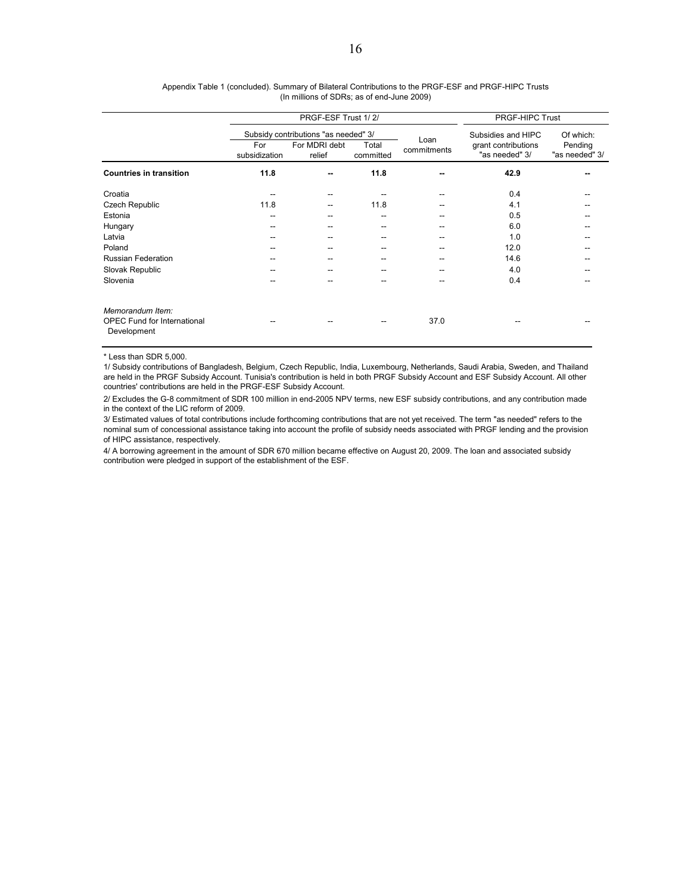Appendix Table 1 (concluded). Summary of Bilateral Contributions to the PRGF-ESF and PRGF-HIPC Trusts
(In millions of SDRs; as of end-June 2009)

| | PRGF-ESF Trust 1/ 2/ | | | | PRGF-HIPC Trust | |
|---|---|---|---|---|---|---|
| | Subsidy contributions "as needed" 3/ | | | Loan commitments | Subsidies and HIPC grant contributions "as needed" 3/ | Of which: Pending "as needed" 3/ |
| | For subsidization | For MDRI debt relief | Total committed | | | |
| **Countries in transition** | **11.8** | **--** | **11.8** | **--** | **42.9** | **--** |
| Croatia | -- | -- | -- | -- | 0.4 | -- |
| Czech Republic | 11.8 | -- | 11.8 | -- | 4.1 | -- |
| Estonia | -- | -- | -- | -- | 0.5 | -- |
| Hungary | -- | -- | -- | -- | 6.0 | -- |
| Latvia | -- | -- | -- | -- | 1.0 | -- |
| Poland | -- | -- | -- | -- | 12.0 | -- |
| Russian Federation | -- | -- | -- | -- | 14.6 | -- |
| Slovak Republic | -- | -- | -- | -- | 4.0 | -- |
| Slovenia | -- | -- | -- | -- | 0.4 | -- |
| *Memorandum Item:* | | | | | | |
| OPEC Fund for International Development | -- | -- | -- | 37.0 | -- | -- |

* Less than SDR 5,000.

1/ Subsidy contributions of Bangladesh, Belgium, Czech Republic, India, Luxembourg, Netherlands, Saudi Arabia, Sweden, and Thailand are held in the PRGF Subsidy Account. Tunisia's contribution is held in both PRGF Subsidy Account and ESF Subsidy Account. All other countries' contributions are held in the PRGF-ESF Subsidy Account.

2/ Excludes the G-8 commitment of SDR 100 million in end-2005 NPV terms, new ESF subsidy contributions, and any contribution made in the context of the LIC reform of 2009.

3/ Estimated values of total contributions include forthcoming contributions that are not yet received. The term "as needed" refers to the nominal sum of concessional assistance taking into account the profile of subsidy needs associated with PRGF lending and the provision of HIPC assistance, respectively.

4/ A borrowing agreement in the amount of SDR 670 million became effective on August 20, 2009. The loan and associated subsidy contribution were pledged in support of the establishment of the ESF.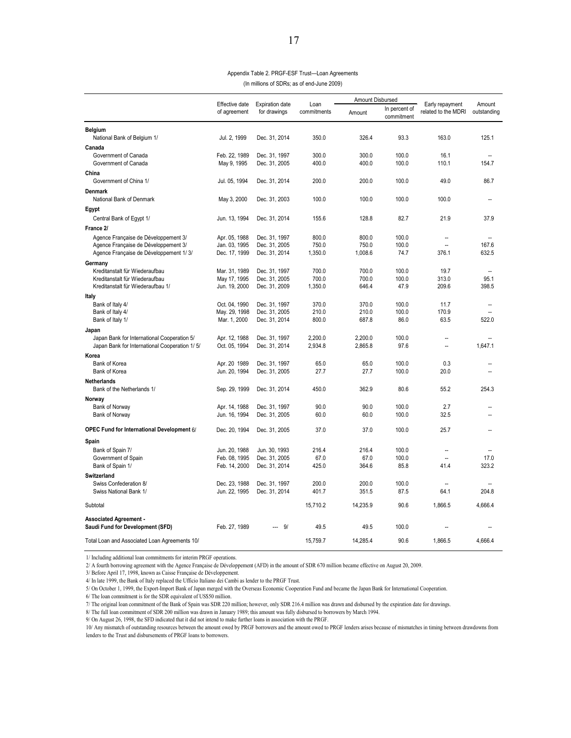Appendix Table 2. PRGF-ESF Trust—Loan Agreements

(In millions of SDRs; as of end-June 2009)

| | Effective date of agreement | Expiration date for drawings | Loan commitments | Amount Disbursed | | Early repayment related to the MDRI | Amount outstanding |
|---|---|---|---|---|---|---|---|
| | | | | Amount | In percent of commitment | | |
| **Belgium** | | | | | | | |
| National Bank of Belgium 1/ | Jul. 2, 1999 | Dec. 31, 2014 | 350.0 | 326.4 | 93.3 | 163.0 | 125.1 |
| **Canada** | | | | | | | |
| Government of Canada | Feb. 22, 1989 | Dec. 31, 1997 | 300.0 | 300.0 | 100.0 | 16.1 | -- |
| Government of Canada | May 9, 1995 | Dec. 31, 2005 | 400.0 | 400.0 | 100.0 | 110.1 | 154.7 |
| **China** | | | | | | | |
| Government of China 1/ | Jul. 05, 1994 | Dec. 31, 2014 | 200.0 | 200.0 | 100.0 | 49.0 | 86.7 |
| **Denmark** | | | | | | | |
| National Bank of Denmark | May 3, 2000 | Dec. 31, 2003 | 100.0 | 100.0 | 100.0 | 100.0 | -- |
| **Egypt** | | | | | | | |
| Central Bank of Egypt 1/ | Jun. 13, 1994 | Dec. 31, 2014 | 155.6 | 128.8 | 82.7 | 21.9 | 37.9 |
| **France 2/** | | | | | | | |
| Agence Française de Développement 3/ | Apr. 05, 1988 | Dec. 31, 1997 | 800.0 | 800.0 | 100.0 | -- | -- |
| Agence Française de Développement 3/ | Jan. 03, 1995 | Dec. 31, 2005 | 750.0 | 750.0 | 100.0 | -- | 167.6 |
| Agence Française de Développement 1/ 3/ | Dec. 17, 1999 | Dec. 31, 2014 | 1,350.0 | 1,008.6 | 74.7 | 376.1 | 632.5 |
| **Germany** | | | | | | | |
| Kreditanstalt für Wiederaufbau | Mar. 31, 1989 | Dec. 31, 1997 | 700.0 | 700.0 | 100.0 | 19.7 | -- |
| Kreditanstalt für Wiederaufbau | May 17, 1995 | Dec. 31, 2005 | 700.0 | 700.0 | 100.0 | 313.0 | 95.1 |
| Kreditanstalt für Wiederaufbau 1/ | Jun. 19, 2000 | Dec. 31, 2009 | 1,350.0 | 646.4 | 47.9 | 209.6 | 398.5 |
| **Italy** | | | | | | | |
| Bank of Italy 4/ | Oct. 04, 1990 | Dec. 31, 1997 | 370.0 | 370.0 | 100.0 | 11.7 | -- |
| Bank of Italy 4/ | May. 29, 1998 | Dec. 31, 2005 | 210.0 | 210.0 | 100.0 | 170.9 | -- |
| Bank of Italy 1/ | Mar. 1, 2000 | Dec. 31, 2014 | 800.0 | 687.8 | 86.0 | 63.5 | 522.0 |
| **Japan** | | | | | | | |
| Japan Bank for International Cooperation 5/ | Apr. 12, 1988 | Dec. 31, 1997 | 2,200.0 | 2,200.0 | 100.0 | -- | -- |
| Japan Bank for International Cooperation 1/ 5/ | Oct. 05, 1994 | Dec. 31, 2014 | 2,934.8 | 2,865.8 | 97.6 | -- | 1,647.1 |
| **Korea** | | | | | | | |
| Bank of Korea | Apr. 20 1989 | Dec. 31, 1997 | 65.0 | 65.0 | 100.0 | 0.3 | -- |
| Bank of Korea | Jun. 20, 1994 | Dec. 31, 2005 | 27.7 | 27.7 | 100.0 | 20.0 | -- |
| **Netherlands** | | | | | | | |
| Bank of the Netherlands 1/ | Sep. 29, 1999 | Dec. 31, 2014 | 450.0 | 362.9 | 80.6 | 55.2 | 254.3 |
| **Norway** | | | | | | | |
| Bank of Norway | Apr. 14, 1988 | Dec. 31, 1997 | 90.0 | 90.0 | 100.0 | 2.7 | -- |
| Bank of Norway | Jun. 16, 1994 | Dec. 31, 2005 | 60.0 | 60.0 | 100.0 | 32.5 | -- |
| **OPEC Fund for International Development** 6/ | Dec. 20, 1994 | Dec. 31, 2005 | 37.0 | 37.0 | 100.0 | 25.7 | -- |
| **Spain** | | | | | | | |
| Bank of Spain 7/ | Jun. 20, 1988 | Jun. 30, 1993 | 216.4 | 216.4 | 100.0 | -- | -- |
| Government of Spain | Feb. 08, 1995 | Dec. 31, 2005 | 67.0 | 67.0 | 100.0 | -- | 17.0 |
| Bank of Spain 1/ | Feb. 14, 2000 | Dec. 31, 2014 | 425.0 | 364.6 | 85.8 | 41.4 | 323.2 |
| **Switzerland** | | | | | | | |
| Swiss Confederation 8/ | Dec. 23, 1988 | Dec. 31, 1997 | 200.0 | 200.0 | 100.0 | -- | -- |
| Swiss National Bank 1/ | Jun. 22, 1995 | Dec. 31, 2014 | 401.7 | 351.5 | 87.5 | 64.1 | 204.8 |
| Subtotal | | | 15,710.2 | 14,235.9 | 90.6 | 1,866.5 | 4,666.4 |
| **Associated Agreement - Saudi Fund for Development (SFD)** | Feb. 27, 1989 | --- 9/ | 49.5 | 49.5 | 100.0 | -- | -- |
| Total Loan and Associated Loan Agreements 10/ | | | 15,759.7 | 14,285.4 | 90.6 | 1,866.5 | 4,666.4 |

1/ Including additional loan commitments for interim PRGF operations.

2/ A fourth borrowing agreement with the Agence Française de Développement (AFD) in the amount of SDR 670 million became effective on August 20, 2009.

3/ Before April 17, 1998, known as Caisse Française de Développement.

4/ In late 1999, the Bank of Italy replaced the Ufficio Italiano dei Cambi as lender to the PRGF Trust.

5/ On October 1, 1999, the Export-Import Bank of Japan merged with the Overseas Economic Cooperation Fund and became the Japan Bank for International Cooperation.

6/ The loan commitment is for the SDR equivalent of US$50 million.

7/ The original loan commitment of the Bank of Spain was SDR 220 million; however, only SDR 216.4 million was drawn and disbursed by the expiration date for drawings.

8/ The full loan commitment of SDR 200 million was drawn in January 1989; this amount was fully disbursed to borrowers by March 1994.

9/ On August 26, 1998, the SFD indicated that it did not intend to make further loans in association with the PRGF.

10/ Any mismatch of outstanding resources between the amount owed by PRGF borrowers and the amount owed to PRGF lenders arises because of mismatches in timing between drawdowns from lenders to the Trust and disbursements of PRGF loans to borrowers.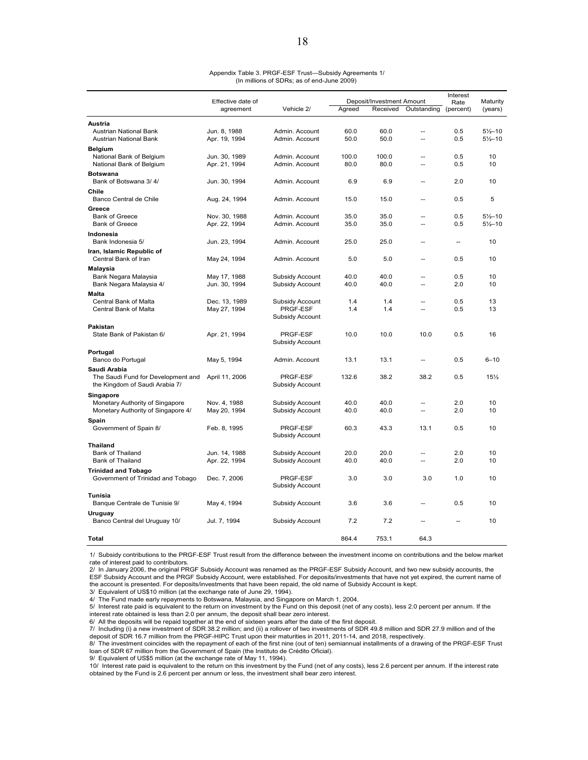Appendix Table 3. PRGF-ESF Trust—Subsidy Agreements 1/
(In millions of SDRs; as of end-June 2009)

| | Effective date of agreement | Vehicle 2/ | Deposit/Investment Amount | | | Interest Rate (percent) | Maturity (years) |
|---|---|---|---|---|---|---|---|
| | | | Agreed | Received | Outstanding | | |
| **Austria** | | | | | | | |
| Austrian National Bank | Jun. 8, 1988 | Admin. Account | 60.0 | 60.0 | -- | 0.5 | 5½–10 |
| Austrian National Bank | Apr. 19, 1994 | Admin. Account | 50.0 | 50.0 | -- | 0.5 | 5½–10 |
| **Belgium** | | | | | | | |
| National Bank of Belgium | Jun. 30, 1989 | Admin. Account | 100.0 | 100.0 | -- | 0.5 | 10 |
| National Bank of Belgium | Apr. 21, 1994 | Admin. Account | 80.0 | 80.0 | -- | 0.5 | 10 |
| **Botswana** | | | | | | | |
| Bank of Botswana 3/ 4/ | Jun. 30, 1994 | Admin. Account | 6.9 | 6.9 | -- | 2.0 | 10 |
| **Chile** | | | | | | | |
| Banco Central de Chile | Aug. 24, 1994 | Admin. Account | 15.0 | 15.0 | -- | 0.5 | 5 |
| **Greece** | | | | | | | |
| Bank of Greece | Nov. 30, 1988 | Admin. Account | 35.0 | 35.0 | -- | 0.5 | 5½–10 |
| Bank of Greece | Apr. 22, 1994 | Admin. Account | 35.0 | 35.0 | -- | 0.5 | 5½–10 |
| **Indonesia** | | | | | | | |
| Bank Indonesia 5/ | Jun. 23, 1994 | Admin. Account | 25.0 | 25.0 | -- | -- | 10 |
| **Iran, Islamic Republic of** | | | | | | | |
| Central Bank of Iran | May 24, 1994 | Admin. Account | 5.0 | 5.0 | -- | 0.5 | 10 |
| **Malaysia** | | | | | | | |
| Bank Negara Malaysia | May 17, 1988 | Subsidy Account | 40.0 | 40.0 | -- | 0.5 | 10 |
| Bank Negara Malaysia 4/ | Jun. 30, 1994 | Subsidy Account | 40.0 | 40.0 | -- | 2.0 | 10 |
| **Malta** | | | | | | | |
| Central Bank of Malta | Dec. 13, 1989 | Subsidy Account | 1.4 | 1.4 | -- | 0.5 | 13 |
| Central Bank of Malta | May 27, 1994 | PRGF-ESF Subsidy Account | 1.4 | 1.4 | -- | 0.5 | 13 |
| **Pakistan** | | | | | | | |
| State Bank of Pakistan 6/ | Apr. 21, 1994 | PRGF-ESF Subsidy Account | 10.0 | 10.0 | 10.0 | 0.5 | 16 |
| **Portugal** | | | | | | | |
| Banco do Portugal | May 5, 1994 | Admin. Account | 13.1 | 13.1 | -- | 0.5 | 6–10 |
| **Saudi Arabia** | | | | | | | |
| The Saudi Fund for Development and the Kingdom of Saudi Arabia 7/ | April 11, 2006 | PRGF-ESF Subsidy Account | 132.6 | 38.2 | 38.2 | 0.5 | 15½ |
| **Singapore** | | | | | | | |
| Monetary Authority of Singapore | Nov. 4, 1988 | Subsidy Account | 40.0 | 40.0 | -- | 2.0 | 10 |
| Monetary Authority of Singapore 4/ | May 20, 1994 | Subsidy Account | 40.0 | 40.0 | -- | 2.0 | 10 |
| **Spain** | | | | | | | |
| Government of Spain 8/ | Feb. 8, 1995 | PRGF-ESF Subsidy Account | 60.3 | 43.3 | 13.1 | 0.5 | 10 |
| **Thailand** | | | | | | | |
| Bank of Thailand | Jun. 14, 1988 | Subsidy Account | 20.0 | 20.0 | -- | 2.0 | 10 |
| Bank of Thailand | Apr. 22, 1994 | Subsidy Account | 40.0 | 40.0 | -- | 2.0 | 10 |
| **Trinidad and Tobago** | | | | | | | |
| Government of Trinidad and Tobago | Dec. 7, 2006 | PRGF-ESF Subsidy Account | 3.0 | 3.0 | 3.0 | 1.0 | 10 |
| **Tunisia** | | | | | | | |
| Banque Centrale de Tunisie 9/ | May 4, 1994 | Subsidy Account | 3.6 | 3.6 | -- | 0.5 | 10 |
| **Uruguay** | | | | | | | |
| Banco Central del Uruguay 10/ | Jul. 7, 1994 | Subsidy Account | 7.2 | 7.2 | -- | -- | 10 |
| **Total** | | | 864.4 | 753.1 | 64.3 | | |

1/ Subsidy contributions to the PRGF-ESF Trust result from the difference between the investment income on contributions and the below market rate of interest paid to contributors.
2/ In January 2006, the original PRGF Subsidy Account was renamed as the PRGF-ESF Subsidy Account, and two new subsidy accounts, the ESF Subsidy Account and the PRGF Subsidy Account, were established. For deposits/investments that have not yet expired, the current name of the account is presented. For deposits/investments that have been repaid, the old name of Subsidy Account is kept.
3/ Equivalent of US$10 million (at the exchange rate of June 29, 1994).
4/ The Fund made early repayments to Botswana, Malaysia, and Singapore on March 1, 2004.
5/ Interest rate paid is equivalent to the return on investment by the Fund on this deposit (net of any costs), less 2.0 percent per annum. If the interest rate obtained is less than 2.0 per annum, the deposit shall bear zero interest.
6/ All the deposits will be repaid together at the end of sixteen years after the date of the first deposit.
7/ Including (i) a new investment of SDR 38.2 million; and (ii) a rollover of two investments of SDR 49.8 million and SDR 27.9 million and of the deposit of SDR 16.7 million from the PRGF-HIPC Trust upon their maturities in 2011, 2011-14, and 2018, respectively.
8/ The investment coincides with the repayment of each of the first nine (out of ten) semiannual installments of a drawing of the PRGF-ESF Trust loan of SDR 67 million from the Government of Spain (the Instituto de Crédito Oficial).
9/ Equivalent of US$5 million (at the exchange rate of May 11, 1994).
10/ Interest rate paid is equivalent to the return on this investment by the Fund (net of any costs), less 2.6 percent per annum. If the interest rate obtained by the Fund is 2.6 percent per annum or less, the investment shall bear zero interest.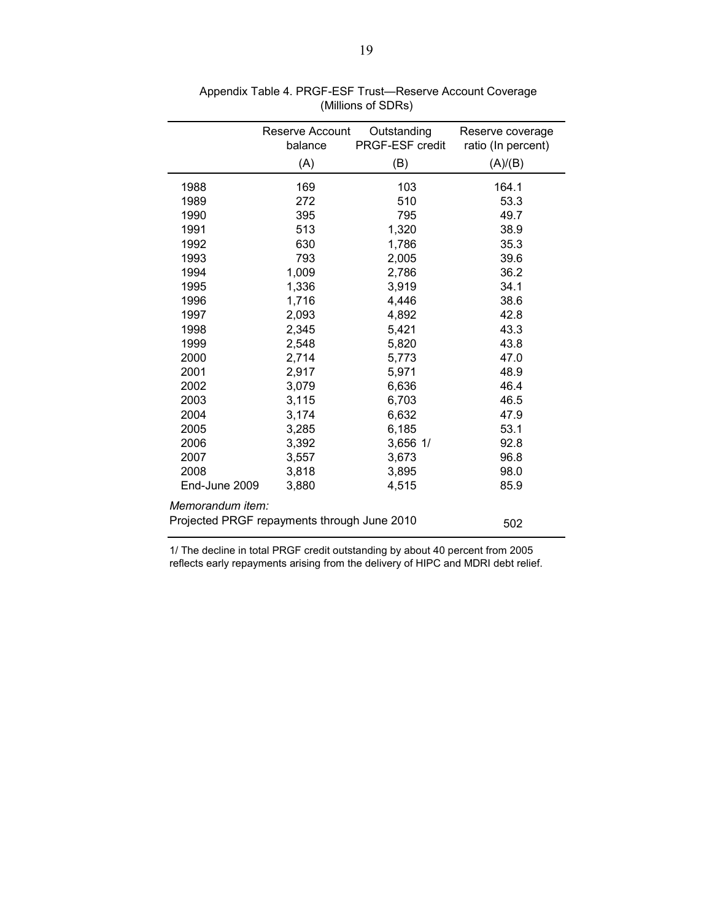Appendix Table 4. PRGF-ESF Trust—Reserve Account Coverage
(Millions of SDRs)

| | Reserve Account balance (A) | Outstanding PRGF-ESF credit (B) | Reserve coverage ratio (In percent) (A)/(B) |
|---|---|---|---|
| 1988 | 169 | 103 | 164.1 |
| 1989 | 272 | 510 | 53.3 |
| 1990 | 395 | 795 | 49.7 |
| 1991 | 513 | 1,320 | 38.9 |
| 1992 | 630 | 1,786 | 35.3 |
| 1993 | 793 | 2,005 | 39.6 |
| 1994 | 1,009 | 2,786 | 36.2 |
| 1995 | 1,336 | 3,919 | 34.1 |
| 1996 | 1,716 | 4,446 | 38.6 |
| 1997 | 2,093 | 4,892 | 42.8 |
| 1998 | 2,345 | 5,421 | 43.3 |
| 1999 | 2,548 | 5,820 | 43.8 |
| 2000 | 2,714 | 5,773 | 47.0 |
| 2001 | 2,917 | 5,971 | 48.9 |
| 2002 | 3,079 | 6,636 | 46.4 |
| 2003 | 3,115 | 6,703 | 46.5 |
| 2004 | 3,174 | 6,632 | 47.9 |
| 2005 | 3,285 | 6,185 | 53.1 |
| 2006 | 3,392 | 3,656 1/ | 92.8 |
| 2007 | 3,557 | 3,673 | 96.8 |
| 2008 | 3,818 | 3,895 | 98.0 |
| End-June 2009 | 3,880 | 4,515 | 85.9 |
| *Memorandum item:* | | | |
| Projected PRGF repayments through June 2010 | | | 502 |

1/ The decline in total PRGF credit outstanding by about 40 percent from 2005 reflects early repayments arising from the delivery of HIPC and MDRI debt relief.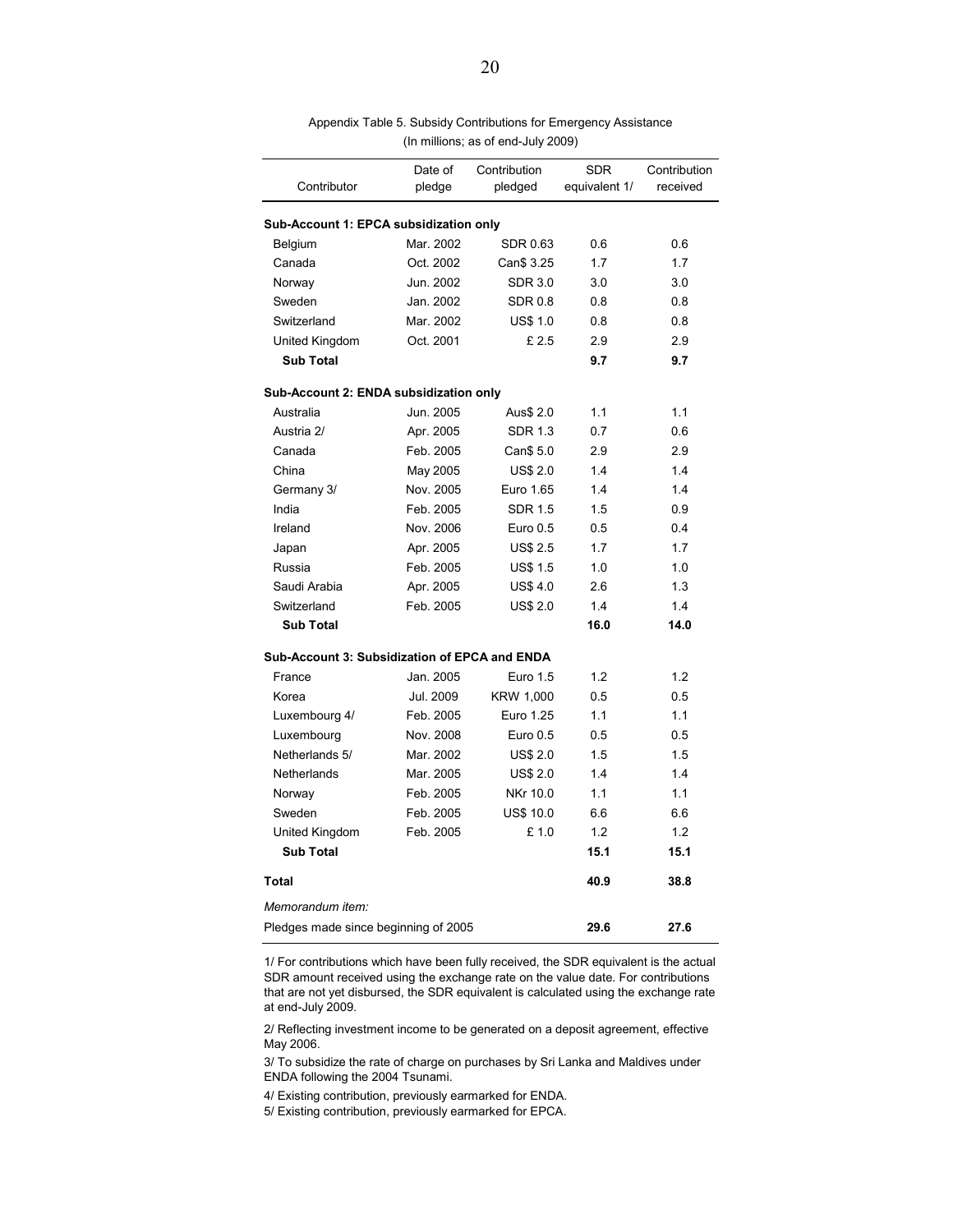Appendix Table 5. Subsidy Contributions for Emergency Assistance
(In millions; as of end-July 2009)

| Contributor | Date of pledge | Contribution pledged | SDR equivalent 1/ | Contribution received |
|---|---|---|---|---|
| **Sub-Account 1: EPCA subsidization only** | | | | |
| Belgium | Mar. 2002 | SDR 0.63 | 0.6 | 0.6 |
| Canada | Oct. 2002 | Can$ 3.25 | 1.7 | 1.7 |
| Norway | Jun. 2002 | SDR 3.0 | 3.0 | 3.0 |
| Sweden | Jan. 2002 | SDR 0.8 | 0.8 | 0.8 |
| Switzerland | Mar. 2002 | US$ 1.0 | 0.8 | 0.8 |
| United Kingdom | Oct. 2001 | £ 2.5 | 2.9 | 2.9 |
| **Sub Total** | | | **9.7** | **9.7** |
| **Sub-Account 2: ENDA subsidization only** | | | | |
| Australia | Jun. 2005 | Aus$ 2.0 | 1.1 | 1.1 |
| Austria 2/ | Apr. 2005 | SDR 1.3 | 0.7 | 0.6 |
| Canada | Feb. 2005 | Can$ 5.0 | 2.9 | 2.9 |
| China | May 2005 | US$ 2.0 | 1.4 | 1.4 |
| Germany 3/ | Nov. 2005 | Euro 1.65 | 1.4 | 1.4 |
| India | Feb. 2005 | SDR 1.5 | 1.5 | 0.9 |
| Ireland | Nov. 2006 | Euro 0.5 | 0.5 | 0.4 |
| Japan | Apr. 2005 | US$ 2.5 | 1.7 | 1.7 |
| Russia | Feb. 2005 | US$ 1.5 | 1.0 | 1.0 |
| Saudi Arabia | Apr. 2005 | US$ 4.0 | 2.6 | 1.3 |
| Switzerland | Feb. 2005 | US$ 2.0 | 1.4 | 1.4 |
| **Sub Total** | | | **16.0** | **14.0** |
| **Sub-Account 3: Subsidization of EPCA and ENDA** | | | | |
| France | Jan. 2005 | Euro 1.5 | 1.2 | 1.2 |
| Korea | Jul. 2009 | KRW 1,000 | 0.5 | 0.5 |
| Luxembourg 4/ | Feb. 2005 | Euro 1.25 | 1.1 | 1.1 |
| Luxembourg | Nov. 2008 | Euro 0.5 | 0.5 | 0.5 |
| Netherlands 5/ | Mar. 2002 | US$ 2.0 | 1.5 | 1.5 |
| Netherlands | Mar. 2005 | US$ 2.0 | 1.4 | 1.4 |
| Norway | Feb. 2005 | NKr 10.0 | 1.1 | 1.1 |
| Sweden | Feb. 2005 | US$ 10.0 | 6.6 | 6.6 |
| United Kingdom | Feb. 2005 | £ 1.0 | 1.2 | 1.2 |
| **Sub Total** | | | **15.1** | **15.1** |
| **Total** | | | **40.9** | **38.8** |
| *Memorandum item:* | | | | |
| Pledges made since beginning of 2005 | | | **29.6** | **27.6** |

1/ For contributions which have been fully received, the SDR equivalent is the actual SDR amount received using the exchange rate on the value date. For contributions that are not yet disbursed, the SDR equivalent is calculated using the exchange rate at end-July 2009.

2/ Reflecting investment income to be generated on a deposit agreement, effective May 2006.

3/ To subsidize the rate of charge on purchases by Sri Lanka and Maldives under ENDA following the 2004 Tsunami.

4/ Existing contribution, previously earmarked for ENDA.

5/ Existing contribution, previously earmarked for EPCA.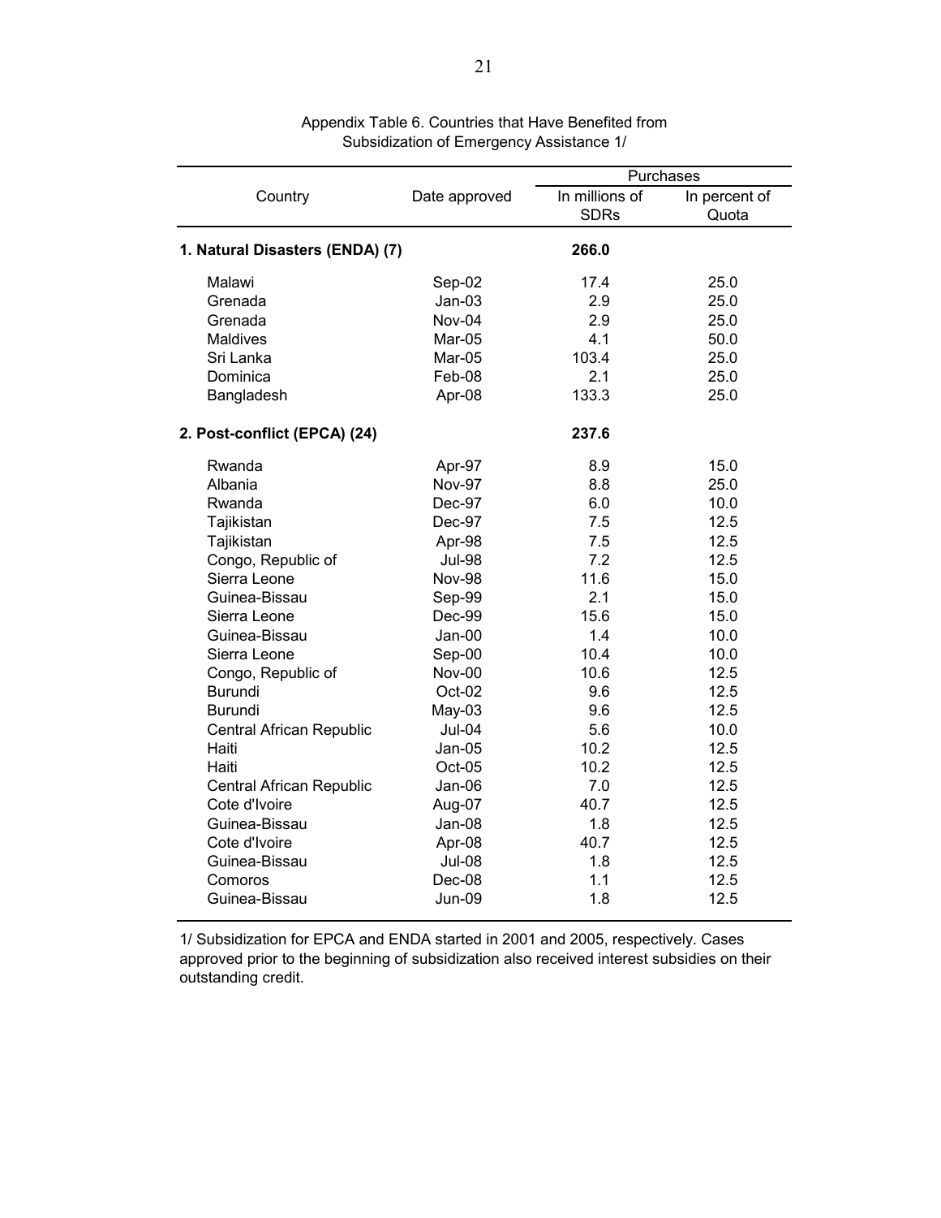Appendix Table 6. Countries that Have Benefited from Subsidization of Emergency Assistance 1/

| Country | Date approved | Purchases | |
|---|---|---|---|
| | | In millions of SDRs | In percent of Quota |
| **1. Natural Disasters (ENDA) (7)** | | **266.0** | |
| Malawi | Sep-02 | 17.4 | 25.0 |
| Grenada | Jan-03 | 2.9 | 25.0 |
| Grenada | Nov-04 | 2.9 | 25.0 |
| Maldives | Mar-05 | 4.1 | 50.0 |
| Sri Lanka | Mar-05 | 103.4 | 25.0 |
| Dominica | Feb-08 | 2.1 | 25.0 |
| Bangladesh | Apr-08 | 133.3 | 25.0 |
| **2. Post-conflict (EPCA) (24)** | | **237.6** | |
| Rwanda | Apr-97 | 8.9 | 15.0 |
| Albania | Nov-97 | 8.8 | 25.0 |
| Rwanda | Dec-97 | 6.0 | 10.0 |
| Tajikistan | Dec-97 | 7.5 | 12.5 |
| Tajikistan | Apr-98 | 7.5 | 12.5 |
| Congo, Republic of | Jul-98 | 7.2 | 12.5 |
| Sierra Leone | Nov-98 | 11.6 | 15.0 |
| Guinea-Bissau | Sep-99 | 2.1 | 15.0 |
| Sierra Leone | Dec-99 | 15.6 | 15.0 |
| Guinea-Bissau | Jan-00 | 1.4 | 10.0 |
| Sierra Leone | Sep-00 | 10.4 | 10.0 |
| Congo, Republic of | Nov-00 | 10.6 | 12.5 |
| Burundi | Oct-02 | 9.6 | 12.5 |
| Burundi | May-03 | 9.6 | 12.5 |
| Central African Republic | Jul-04 | 5.6 | 10.0 |
| Haiti | Jan-05 | 10.2 | 12.5 |
| Haiti | Oct-05 | 10.2 | 12.5 |
| Central African Republic | Jan-06 | 7.0 | 12.5 |
| Cote d'Ivoire | Aug-07 | 40.7 | 12.5 |
| Guinea-Bissau | Jan-08 | 1.8 | 12.5 |
| Cote d'Ivoire | Apr-08 | 40.7 | 12.5 |
| Guinea-Bissau | Jul-08 | 1.8 | 12.5 |
| Comoros | Dec-08 | 1.1 | 12.5 |
| Guinea-Bissau | Jun-09 | 1.8 | 12.5 |

1/ Subsidization for EPCA and ENDA started in 2001 and 2005, respectively. Cases approved prior to the beginning of subsidization also received interest subsidies on their outstanding credit.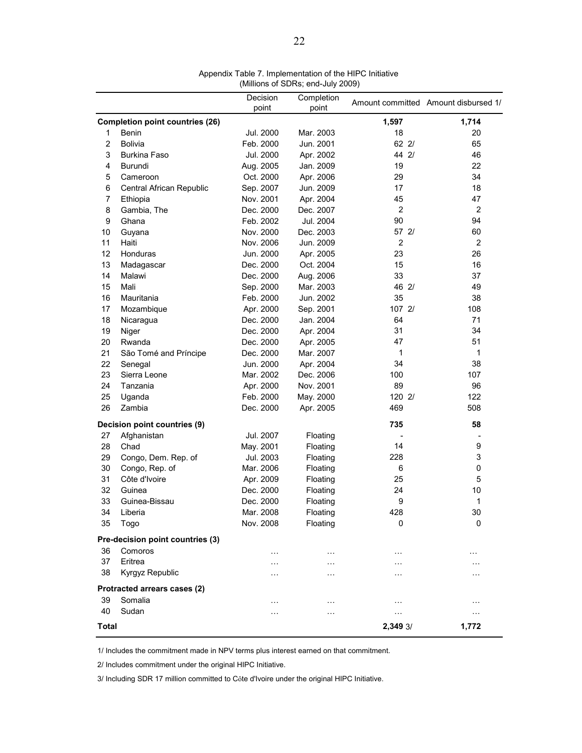Appendix Table 7. Implementation of the HIPC Initiative
(Millions of SDRs; end-July 2009)

| | | Decision point | Completion point | Amount committed | Amount disbursed 1/ |
|---|---|---|---|---|---|
| **Completion point countries (26)** | | | | **1,597** | **1,714** |
| 1 | Benin | Jul. 2000 | Mar. 2003 | 18 | 20 |
| 2 | Bolivia | Feb. 2000 | Jun. 2001 | 62 2/ | 65 |
| 3 | Burkina Faso | Jul. 2000 | Apr. 2002 | 44 2/ | 46 |
| 4 | Burundi | Aug. 2005 | Jan. 2009 | 19 | 22 |
| 5 | Cameroon | Oct. 2000 | Apr. 2006 | 29 | 34 |
| 6 | Central African Republic | Sep. 2007 | Jun. 2009 | 17 | 18 |
| 7 | Ethiopia | Nov. 2001 | Apr. 2004 | 45 | 47 |
| 8 | Gambia, The | Dec. 2000 | Dec. 2007 | 2 | 2 |
| 9 | Ghana | Feb. 2002 | Jul. 2004 | 90 | 94 |
| 10 | Guyana | Nov. 2000 | Dec. 2003 | 57 2/ | 60 |
| 11 | Haiti | Nov. 2006 | Jun. 2009 | 2 | 2 |
| 12 | Honduras | Jun. 2000 | Apr. 2005 | 23 | 26 |
| 13 | Madagascar | Dec. 2000 | Oct. 2004 | 15 | 16 |
| 14 | Malawi | Dec. 2000 | Aug. 2006 | 33 | 37 |
| 15 | Mali | Sep. 2000 | Mar. 2003 | 46 2/ | 49 |
| 16 | Mauritania | Feb. 2000 | Jun. 2002 | 35 | 38 |
| 17 | Mozambique | Apr. 2000 | Sep. 2001 | 107 2/ | 108 |
| 18 | Nicaragua | Dec. 2000 | Jan. 2004 | 64 | 71 |
| 19 | Niger | Dec. 2000 | Apr. 2004 | 31 | 34 |
| 20 | Rwanda | Dec. 2000 | Apr. 2005 | 47 | 51 |
| 21 | São Tomé and Príncipe | Dec. 2000 | Mar. 2007 | 1 | 1 |
| 22 | Senegal | Jun. 2000 | Apr. 2004 | 34 | 38 |
| 23 | Sierra Leone | Mar. 2002 | Dec. 2006 | 100 | 107 |
| 24 | Tanzania | Apr. 2000 | Nov. 2001 | 89 | 96 |
| 25 | Uganda | Feb. 2000 | May. 2000 | 120 2/ | 122 |
| 26 | Zambia | Dec. 2000 | Apr. 2005 | 469 | 508 |
| **Decision point countries (9)** | | | | **735** | **58** |
| 27 | Afghanistan | Jul. 2007 | Floating | - | - |
| 28 | Chad | May. 2001 | Floating | 14 | 9 |
| 29 | Congo, Dem. Rep. of | Jul. 2003 | Floating | 228 | 3 |
| 30 | Congo, Rep. of | Mar. 2006 | Floating | 6 | 0 |
| 31 | Côte d'Ivoire | Apr. 2009 | Floating | 25 | 5 |
| 32 | Guinea | Dec. 2000 | Floating | 24 | 10 |
| 33 | Guinea-Bissau | Dec. 2000 | Floating | 9 | 1 |
| 34 | Liberia | Mar. 2008 | Floating | 428 | 30 |
| 35 | Togo | Nov. 2008 | Floating | 0 | 0 |
| **Pre-decision point countries (3)** | | | | | |
| 36 | Comoros | … | … | … | … |
| 37 | Eritrea | … | … | … | … |
| 38 | Kyrgyz Republic | … | … | … | … |
| **Protracted arrears cases (2)** | | | | | |
| 39 | Somalia | … | … | … | … |
| 40 | Sudan | … | … | … | … |
| **Total** | | | | **2,349** 3/ | **1,772** |

1/ Includes the commitment made in NPV terms plus interest earned on that commitment.

2/ Includes commitment under the original HIPC Initiative.

3/ Including SDR 17 million committed to Côte d'Ivoire under the original HIPC Initiative.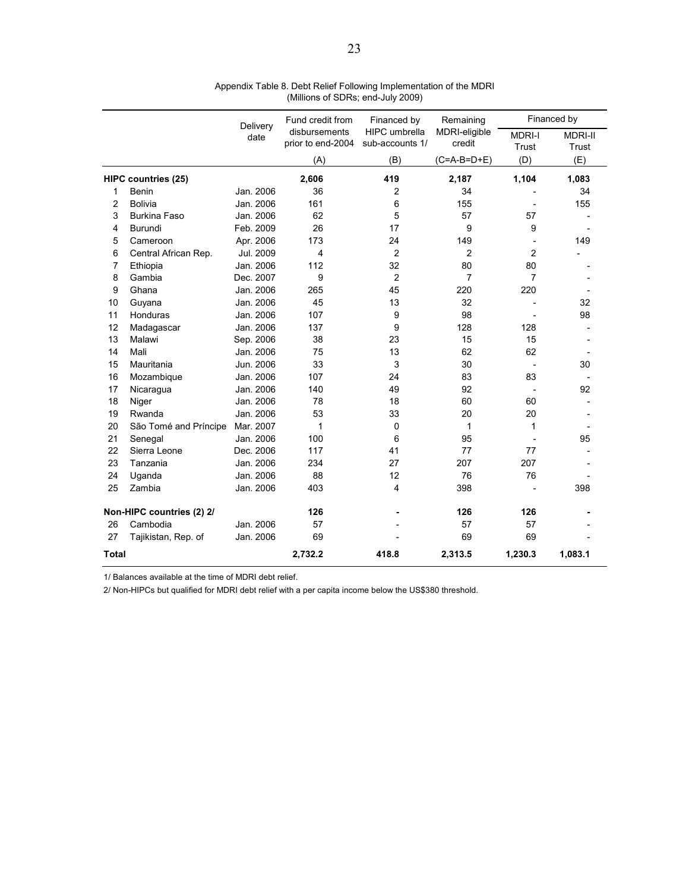Appendix Table 8. Debt Relief Following Implementation of the MDRI
(Millions of SDRs; end-July 2009)

| | | Delivery date | Fund credit from disbursements prior to end-2004 | Financed by HIPC umbrella sub-accounts 1/ | Remaining MDRI-eligible credit | Financed by | |
|---|---|---|---|---|---|---|---|
| | | | | | | MDRI-I Trust | MDRI-II Trust |
| | | | (A) | (B) | (C=A-B=D+E) | (D) | (E) |
| **HIPC countries (25)** | | | **2,606** | **419** | **2,187** | **1,104** | **1,083** |
| 1 | Benin | Jan. 2006 | 36 | 2 | 34 | - | 34 |
| 2 | Bolivia | Jan. 2006 | 161 | 6 | 155 | - | 155 |
| 3 | Burkina Faso | Jan. 2006 | 62 | 5 | 57 | 57 | - |
| 4 | Burundi | Feb. 2009 | 26 | 17 | 9 | 9 | - |
| 5 | Cameroon | Apr. 2006 | 173 | 24 | 149 | - | 149 |
| 6 | Central African Rep. | Jul. 2009 | 4 | 2 | 2 | 2 | - |
| 7 | Ethiopia | Jan. 2006 | 112 | 32 | 80 | 80 | - |
| 8 | Gambia | Dec. 2007 | 9 | 2 | 7 | 7 | - |
| 9 | Ghana | Jan. 2006 | 265 | 45 | 220 | 220 | - |
| 10 | Guyana | Jan. 2006 | 45 | 13 | 32 | - | 32 |
| 11 | Honduras | Jan. 2006 | 107 | 9 | 98 | - | 98 |
| 12 | Madagascar | Jan. 2006 | 137 | 9 | 128 | 128 | - |
| 13 | Malawi | Sep. 2006 | 38 | 23 | 15 | 15 | - |
| 14 | Mali | Jan. 2006 | 75 | 13 | 62 | 62 | - |
| 15 | Mauritania | Jun. 2006 | 33 | 3 | 30 | - | 30 |
| 16 | Mozambique | Jan. 2006 | 107 | 24 | 83 | 83 | - |
| 17 | Nicaragua | Jan. 2006 | 140 | 49 | 92 | - | 92 |
| 18 | Niger | Jan. 2006 | 78 | 18 | 60 | 60 | - |
| 19 | Rwanda | Jan. 2006 | 53 | 33 | 20 | 20 | - |
| 20 | São Tomé and Príncipe | Mar. 2007 | 1 | 0 | 1 | 1 | - |
| 21 | Senegal | Jan. 2006 | 100 | 6 | 95 | - | 95 |
| 22 | Sierra Leone | Dec. 2006 | 117 | 41 | 77 | 77 | - |
| 23 | Tanzania | Jan. 2006 | 234 | 27 | 207 | 207 | - |
| 24 | Uganda | Jan. 2006 | 88 | 12 | 76 | 76 | - |
| 25 | Zambia | Jan. 2006 | 403 | 4 | 398 | - | 398 |
| **Non-HIPC countries (2) 2/** | | | **126** | **-** | **126** | **126** | **-** |
| 26 | Cambodia | Jan. 2006 | 57 | - | 57 | 57 | - |
| 27 | Tajikistan, Rep. of | Jan. 2006 | 69 | - | 69 | 69 | - |
| **Total** | | | **2,732.2** | **418.8** | **2,313.5** | **1,230.3** | **1,083.1** |

1/ Balances available at the time of MDRI debt relief.

2/ Non-HIPCs but qualified for MDRI debt relief with a per capita income below the US$380 threshold.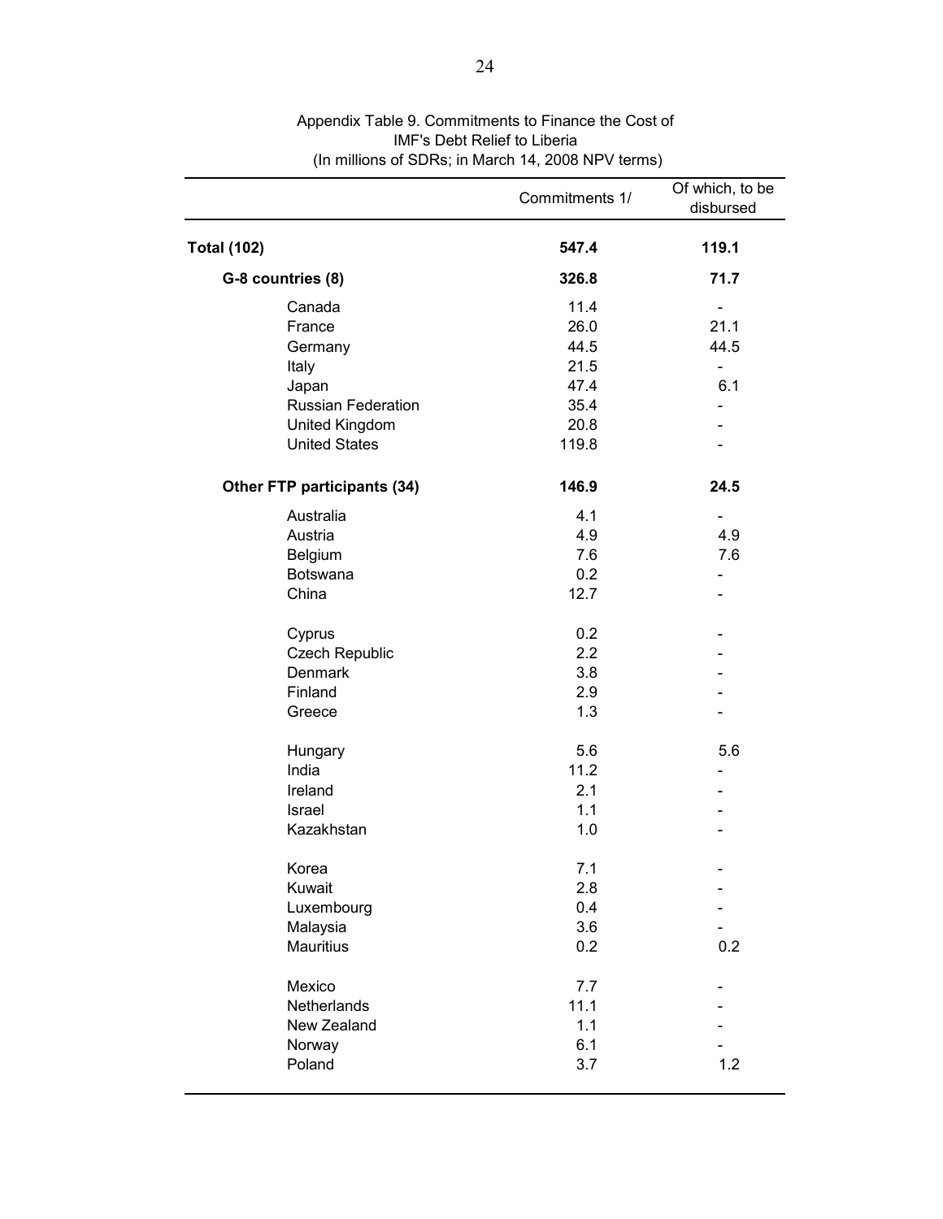Appendix Table 9. Commitments to Finance the Cost of IMF's Debt Relief to Liberia
(In millions of SDRs; in March 14, 2008 NPV terms)

| | Commitments 1/ | Of which, to be disbursed |
|---|---|---|
| **Total (102)** | **547.4** | **119.1** |
| **G-8 countries (8)** | **326.8** | **71.7** |
| Canada | 11.4 | - |
| France | 26.0 | 21.1 |
| Germany | 44.5 | 44.5 |
| Italy | 21.5 | - |
| Japan | 47.4 | 6.1 |
| Russian Federation | 35.4 | - |
| United Kingdom | 20.8 | - |
| United States | 119.8 | - |
| **Other FTP participants (34)** | **146.9** | **24.5** |
| Australia | 4.1 | - |
| Austria | 4.9 | 4.9 |
| Belgium | 7.6 | 7.6 |
| Botswana | 0.2 | - |
| China | 12.7 | - |
| Cyprus | 0.2 | - |
| Czech Republic | 2.2 | - |
| Denmark | 3.8 | - |
| Finland | 2.9 | - |
| Greece | 1.3 | - |
| Hungary | 5.6 | 5.6 |
| India | 11.2 | - |
| Ireland | 2.1 | - |
| Israel | 1.1 | - |
| Kazakhstan | 1.0 | - |
| Korea | 7.1 | - |
| Kuwait | 2.8 | - |
| Luxembourg | 0.4 | - |
| Malaysia | 3.6 | - |
| Mauritius | 0.2 | 0.2 |
| Mexico | 7.7 | - |
| Netherlands | 11.1 | - |
| New Zealand | 1.1 | - |
| Norway | 6.1 | - |
| Poland | 3.7 | 1.2 |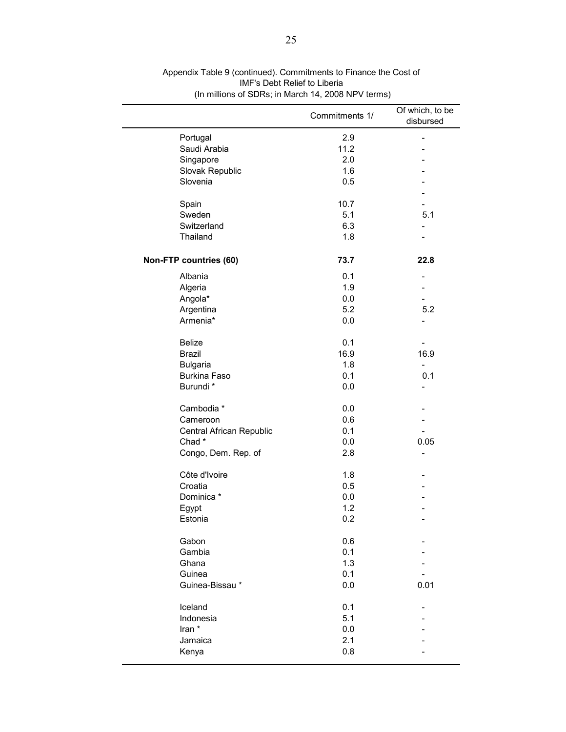Appendix Table 9 (continued). Commitments to Finance the Cost of IMF's Debt Relief to Liberia
(In millions of SDRs; in March 14, 2008 NPV terms)

| | Commitments 1/ | Of which, to be disbursed |
|---|---|---|
| Portugal | 2.9 | - |
| Saudi Arabia | 11.2 | - |
| Singapore | 2.0 | - |
| Slovak Republic | 1.6 | - |
| Slovenia | 0.5 | - |
| | | - |
| Spain | 10.7 | - |
| Sweden | 5.1 | 5.1 |
| Switzerland | 6.3 | - |
| Thailand | 1.8 | - |
| **Non-FTP countries (60)** | **73.7** | **22.8** |
| Albania | 0.1 | - |
| Algeria | 1.9 | - |
| Angola* | 0.0 | - |
| Argentina | 5.2 | 5.2 |
| Armenia* | 0.0 | - |
| Belize | 0.1 | - |
| Brazil | 16.9 | 16.9 |
| Bulgaria | 1.8 | - |
| Burkina Faso | 0.1 | 0.1 |
| Burundi * | 0.0 | - |
| Cambodia * | 0.0 | - |
| Cameroon | 0.6 | - |
| Central African Republic | 0.1 | - |
| Chad * | 0.0 | 0.05 |
| Congo, Dem. Rep. of | 2.8 | - |
| Côte d'Ivoire | 1.8 | - |
| Croatia | 0.5 | - |
| Dominica * | 0.0 | - |
| Egypt | 1.2 | - |
| Estonia | 0.2 | - |
| Gabon | 0.6 | - |
| Gambia | 0.1 | - |
| Ghana | 1.3 | - |
| Guinea | 0.1 | - |
| Guinea-Bissau * | 0.0 | 0.01 |
| Iceland | 0.1 | - |
| Indonesia | 5.1 | - |
| Iran * | 0.0 | - |
| Jamaica | 2.1 | - |
| Kenya | 0.8 | - |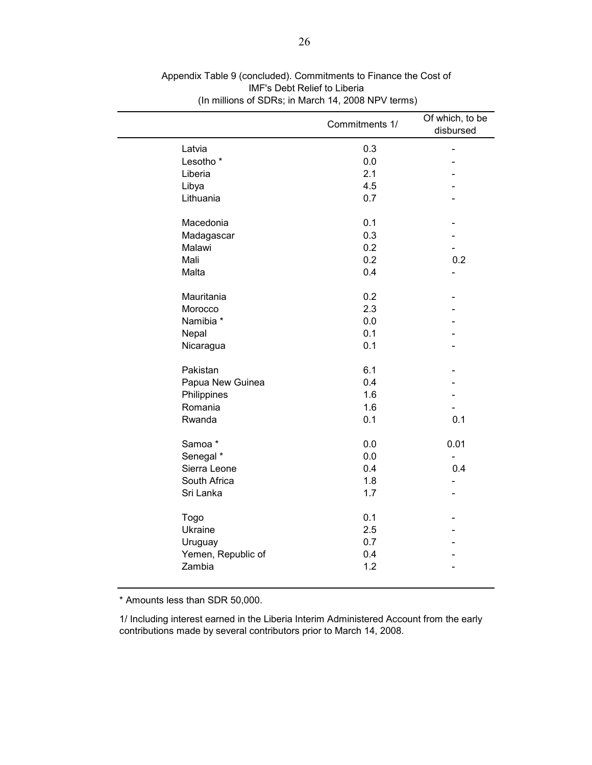Appendix Table 9 (concluded). Commitments to Finance the Cost of IMF's Debt Relief to Liberia
(In millions of SDRs; in March 14, 2008 NPV terms)

| | Commitments 1/ | Of which, to be disbursed |
|---|---|---|
| Latvia | 0.3 | - |
| Lesotho * | 0.0 | - |
| Liberia | 2.1 | - |
| Libya | 4.5 | - |
| Lithuania | 0.7 | - |
| Macedonia | 0.1 | - |
| Madagascar | 0.3 | - |
| Malawi | 0.2 | - |
| Mali | 0.2 | 0.2 |
| Malta | 0.4 | - |
| Mauritania | 0.2 | - |
| Morocco | 2.3 | - |
| Namibia * | 0.0 | - |
| Nepal | 0.1 | - |
| Nicaragua | 0.1 | - |
| Pakistan | 6.1 | - |
| Papua New Guinea | 0.4 | - |
| Philippines | 1.6 | - |
| Romania | 1.6 | - |
| Rwanda | 0.1 | 0.1 |
| Samoa * | 0.0 | 0.01 |
| Senegal * | 0.0 | - |
| Sierra Leone | 0.4 | 0.4 |
| South Africa | 1.8 | - |
| Sri Lanka | 1.7 | - |
| Togo | 0.1 | - |
| Ukraine | 2.5 | - |
| Uruguay | 0.7 | - |
| Yemen, Republic of | 0.4 | - |
| Zambia | 1.2 | - |

* Amounts less than SDR 50,000.

1/ Including interest earned in the Liberia Interim Administered Account from the early contributions made by several contributors prior to March 14, 2008.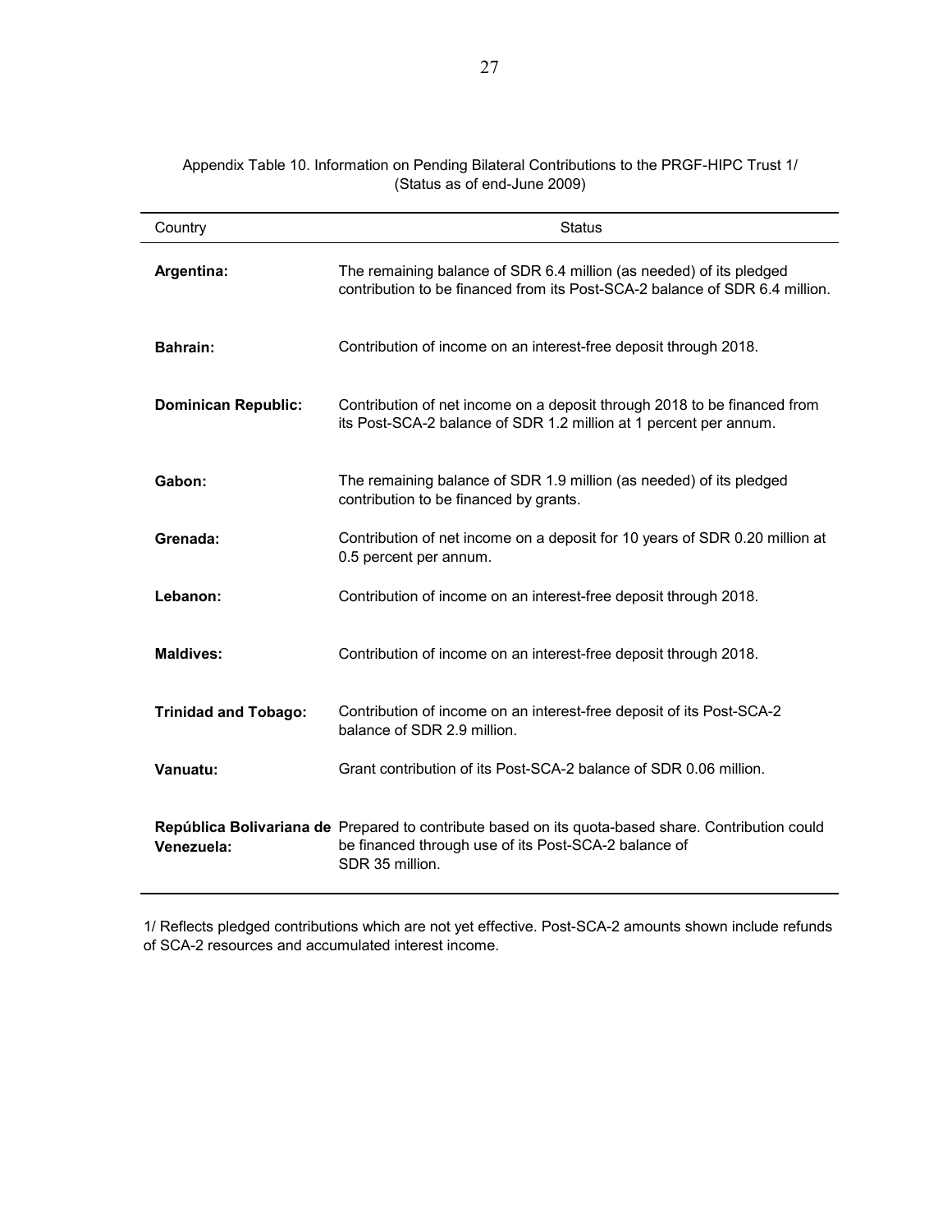Appendix Table 10. Information on Pending Bilateral Contributions to the PRGF-HIPC Trust 1/
(Status as of end-June 2009)

| Country | Status |
| --- | --- |
| **Argentina:** | The remaining balance of SDR 6.4 million (as needed) of its pledged contribution to be financed from its Post-SCA-2 balance of SDR 6.4 million. |
| **Bahrain:** | Contribution of income on an interest-free deposit through 2018. |
| **Dominican Republic:** | Contribution of net income on a deposit through 2018 to be financed from its Post-SCA-2 balance of SDR 1.2 million at 1 percent per annum. |
| **Gabon:** | The remaining balance of SDR 1.9 million (as needed) of its pledged contribution to be financed by grants. |
| **Grenada:** | Contribution of net income on a deposit for 10 years of SDR 0.20 million at 0.5 percent per annum. |
| **Lebanon:** | Contribution of income on an interest-free deposit through 2018. |
| **Maldives:** | Contribution of income on an interest-free deposit through 2018. |
| **Trinidad and Tobago:** | Contribution of income on an interest-free deposit of its Post-SCA-2 balance of SDR 2.9 million. |
| **Vanuatu:** | Grant contribution of its Post-SCA-2 balance of SDR 0.06 million. |
| **República Bolivariana de Venezuela:** | Prepared to contribute based on its quota-based share. Contribution could be financed through use of its Post-SCA-2 balance of SDR 35 million. |

1/ Reflects pledged contributions which are not yet effective. Post-SCA-2 amounts shown include refunds of SCA-2 resources and accumulated interest income.